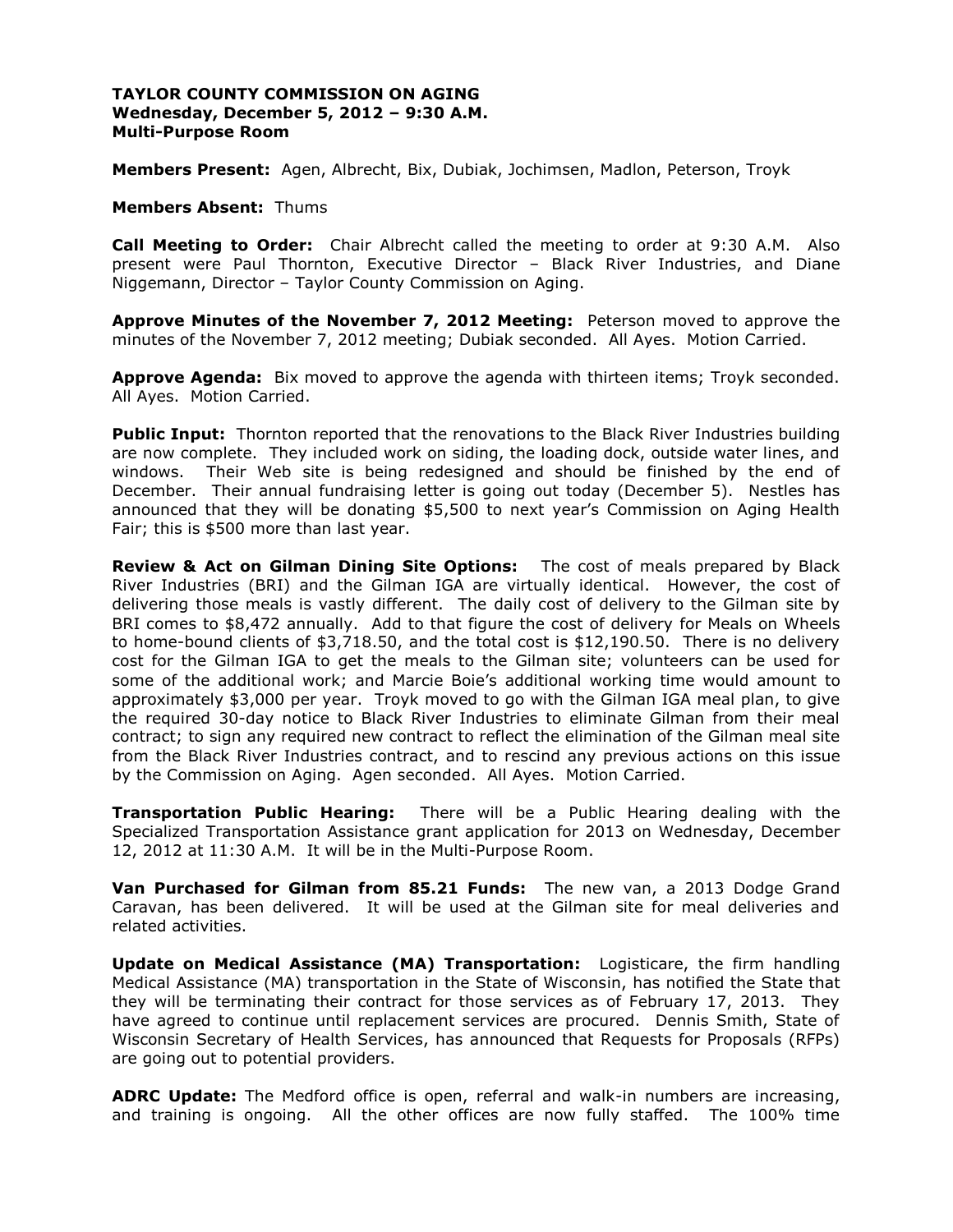**TAYLOR COUNTY COMMISSION ON AGING**
**Wednesday, December 5, 2012 – 9:30 A.M.**
**Multi-Purpose Room**

**Members Present:** Agen, Albrecht, Bix, Dubiak, Jochimsen, Madlon, Peterson, Troyk

**Members Absent:** Thums

**Call Meeting to Order:** Chair Albrecht called the meeting to order at 9:30 A.M. Also present were Paul Thornton, Executive Director – Black River Industries, and Diane Niggemann, Director – Taylor County Commission on Aging.

**Approve Minutes of the November 7, 2012 Meeting:** Peterson moved to approve the minutes of the November 7, 2012 meeting; Dubiak seconded. All Ayes. Motion Carried.

**Approve Agenda:** Bix moved to approve the agenda with thirteen items; Troyk seconded. All Ayes. Motion Carried.

**Public Input:** Thornton reported that the renovations to the Black River Industries building are now complete. They included work on siding, the loading dock, outside water lines, and windows. Their Web site is being redesigned and should be finished by the end of December. Their annual fundraising letter is going out today (December 5). Nestles has announced that they will be donating $5,500 to next year's Commission on Aging Health Fair; this is $500 more than last year.

**Review & Act on Gilman Dining Site Options:** The cost of meals prepared by Black River Industries (BRI) and the Gilman IGA are virtually identical. However, the cost of delivering those meals is vastly different. The daily cost of delivery to the Gilman site by BRI comes to $8,472 annually. Add to that figure the cost of delivery for Meals on Wheels to home-bound clients of $3,718.50, and the total cost is $12,190.50. There is no delivery cost for the Gilman IGA to get the meals to the Gilman site; volunteers can be used for some of the additional work; and Marcie Boie's additional working time would amount to approximately $3,000 per year. Troyk moved to go with the Gilman IGA meal plan, to give the required 30-day notice to Black River Industries to eliminate Gilman from their meal contract; to sign any required new contract to reflect the elimination of the Gilman meal site from the Black River Industries contract, and to rescind any previous actions on this issue by the Commission on Aging. Agen seconded. All Ayes. Motion Carried.

**Transportation Public Hearing:** There will be a Public Hearing dealing with the Specialized Transportation Assistance grant application for 2013 on Wednesday, December 12, 2012 at 11:30 A.M. It will be in the Multi-Purpose Room.

**Van Purchased for Gilman from 85.21 Funds:** The new van, a 2013 Dodge Grand Caravan, has been delivered. It will be used at the Gilman site for meal deliveries and related activities.

**Update on Medical Assistance (MA) Transportation:** Logisticare, the firm handling Medical Assistance (MA) transportation in the State of Wisconsin, has notified the State that they will be terminating their contract for those services as of February 17, 2013. They have agreed to continue until replacement services are procured. Dennis Smith, State of Wisconsin Secretary of Health Services, has announced that Requests for Proposals (RFPs) are going out to potential providers.

**ADRC Update:** The Medford office is open, referral and walk-in numbers are increasing, and training is ongoing. All the other offices are now fully staffed. The 100% time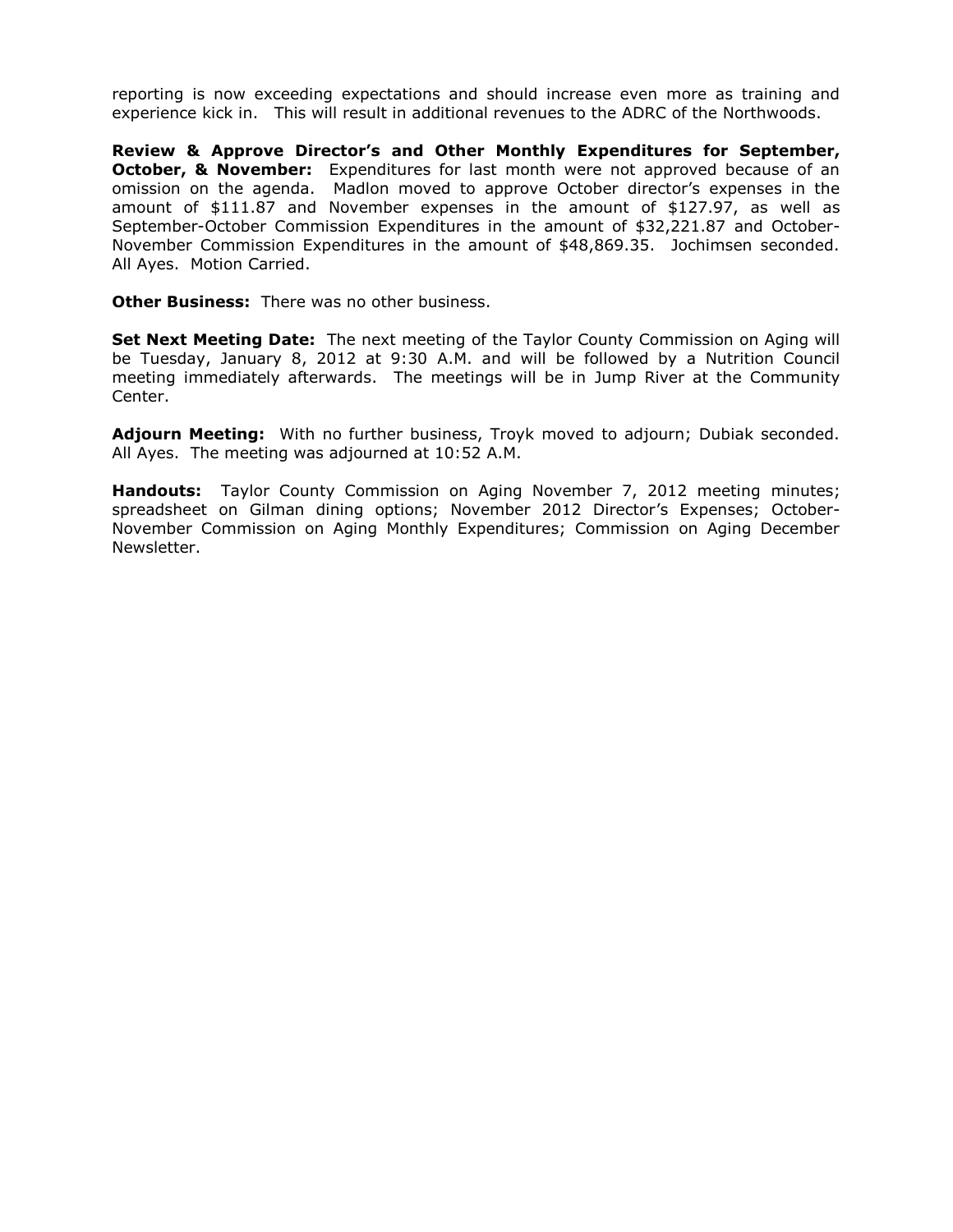reporting is now exceeding expectations and should increase even more as training and experience kick in. This will result in additional revenues to the ADRC of the Northwoods.

**Review & Approve Director's and Other Monthly Expenditures for September, October, & November:** Expenditures for last month were not approved because of an omission on the agenda. Madlon moved to approve October director's expenses in the amount of $111.87 and November expenses in the amount of $127.97, as well as September-October Commission Expenditures in the amount of $32,221.87 and October-November Commission Expenditures in the amount of $48,869.35. Jochimsen seconded. All Ayes. Motion Carried.

**Other Business:** There was no other business.

**Set Next Meeting Date:** The next meeting of the Taylor County Commission on Aging will be Tuesday, January 8, 2012 at 9:30 A.M. and will be followed by a Nutrition Council meeting immediately afterwards. The meetings will be in Jump River at the Community Center.

**Adjourn Meeting:** With no further business, Troyk moved to adjourn; Dubiak seconded. All Ayes. The meeting was adjourned at 10:52 A.M.

**Handouts:** Taylor County Commission on Aging November 7, 2012 meeting minutes; spreadsheet on Gilman dining options; November 2012 Director's Expenses; October-November Commission on Aging Monthly Expenditures; Commission on Aging December Newsletter.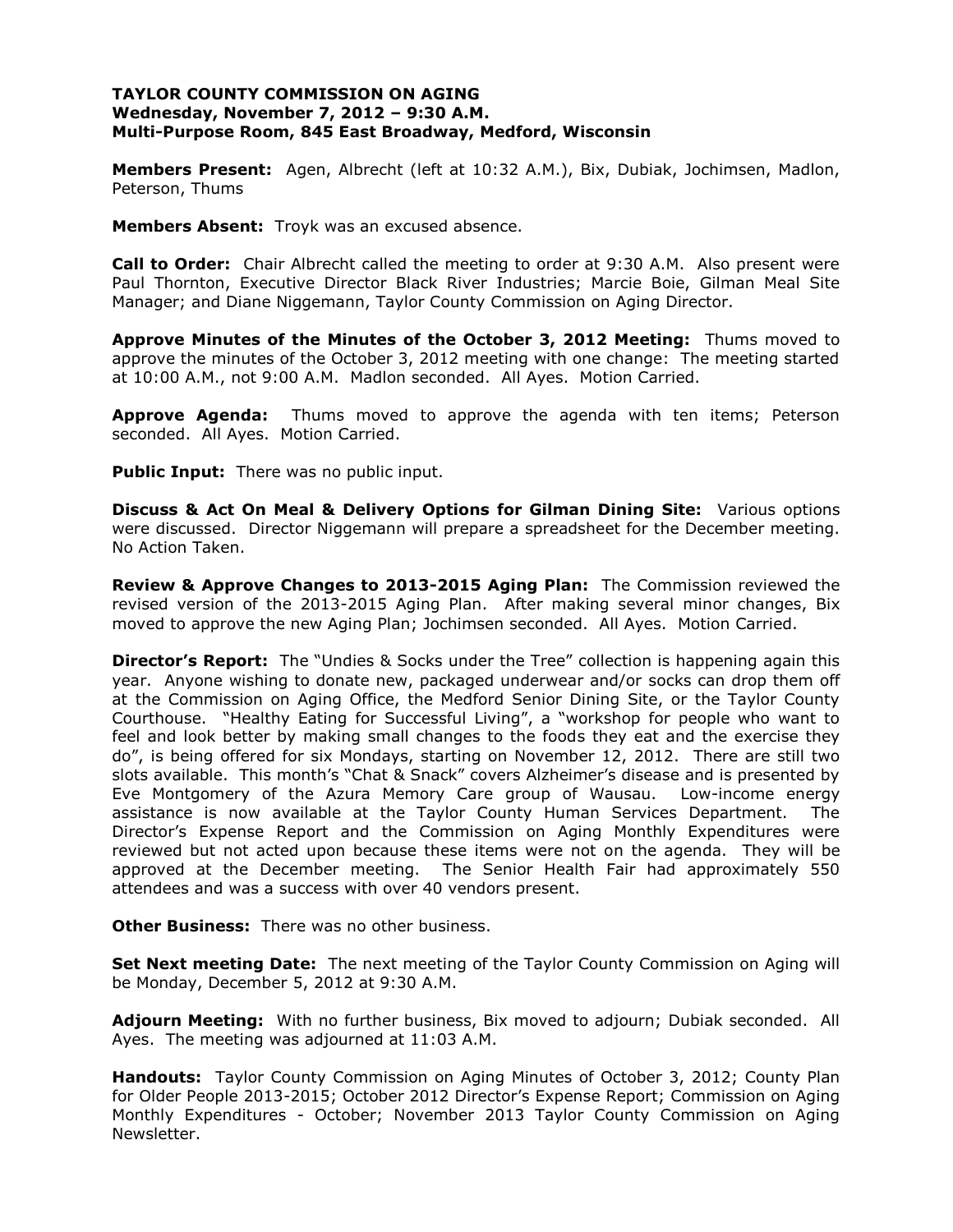**TAYLOR COUNTY COMMISSION ON AGING**
**Wednesday, November 7, 2012 – 9:30 A.M.**
**Multi-Purpose Room, 845 East Broadway, Medford, Wisconsin**

**Members Present:** Agen, Albrecht (left at 10:32 A.M.), Bix, Dubiak, Jochimsen, Madlon, Peterson, Thums

**Members Absent:** Troyk was an excused absence.

**Call to Order:** Chair Albrecht called the meeting to order at 9:30 A.M. Also present were Paul Thornton, Executive Director Black River Industries; Marcie Boie, Gilman Meal Site Manager; and Diane Niggemann, Taylor County Commission on Aging Director.

**Approve Minutes of the Minutes of the October 3, 2012 Meeting:** Thums moved to approve the minutes of the October 3, 2012 meeting with one change: The meeting started at 10:00 A.M., not 9:00 A.M. Madlon seconded. All Ayes. Motion Carried.

**Approve Agenda:** Thums moved to approve the agenda with ten items; Peterson seconded. All Ayes. Motion Carried.

**Public Input:** There was no public input.

**Discuss & Act On Meal & Delivery Options for Gilman Dining Site:** Various options were discussed. Director Niggemann will prepare a spreadsheet for the December meeting. No Action Taken.

**Review & Approve Changes to 2013-2015 Aging Plan:** The Commission reviewed the revised version of the 2013-2015 Aging Plan. After making several minor changes, Bix moved to approve the new Aging Plan; Jochimsen seconded. All Ayes. Motion Carried.

**Director's Report:** The "Undies & Socks under the Tree" collection is happening again this year. Anyone wishing to donate new, packaged underwear and/or socks can drop them off at the Commission on Aging Office, the Medford Senior Dining Site, or the Taylor County Courthouse. "Healthy Eating for Successful Living", a "workshop for people who want to feel and look better by making small changes to the foods they eat and the exercise they do", is being offered for six Mondays, starting on November 12, 2012. There are still two slots available. This month's "Chat & Snack" covers Alzheimer's disease and is presented by Eve Montgomery of the Azura Memory Care group of Wausau. Low-income energy assistance is now available at the Taylor County Human Services Department. The Director's Expense Report and the Commission on Aging Monthly Expenditures were reviewed but not acted upon because these items were not on the agenda. They will be approved at the December meeting. The Senior Health Fair had approximately 550 attendees and was a success with over 40 vendors present.

**Other Business:** There was no other business.

**Set Next meeting Date:** The next meeting of the Taylor County Commission on Aging will be Monday, December 5, 2012 at 9:30 A.M.

**Adjourn Meeting:** With no further business, Bix moved to adjourn; Dubiak seconded. All Ayes. The meeting was adjourned at 11:03 A.M.

**Handouts:** Taylor County Commission on Aging Minutes of October 3, 2012; County Plan for Older People 2013-2015; October 2012 Director's Expense Report; Commission on Aging Monthly Expenditures - October; November 2013 Taylor County Commission on Aging Newsletter.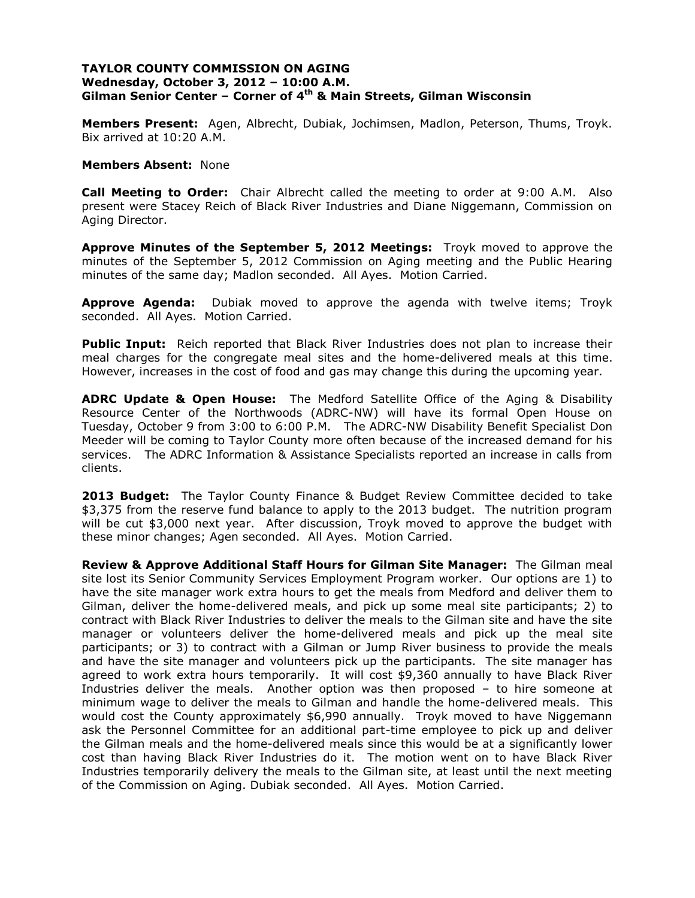**TAYLOR COUNTY COMMISSION ON AGING**
**Wednesday, October 3, 2012 – 10:00 A.M.**
**Gilman Senior Center – Corner of 4th & Main Streets, Gilman Wisconsin**

**Members Present:** Agen, Albrecht, Dubiak, Jochimsen, Madlon, Peterson, Thums, Troyk. Bix arrived at 10:20 A.M.

**Members Absent:** None

**Call Meeting to Order:** Chair Albrecht called the meeting to order at 9:00 A.M. Also present were Stacey Reich of Black River Industries and Diane Niggemann, Commission on Aging Director.

**Approve Minutes of the September 5, 2012 Meetings:** Troyk moved to approve the minutes of the September 5, 2012 Commission on Aging meeting and the Public Hearing minutes of the same day; Madlon seconded. All Ayes. Motion Carried.

**Approve Agenda:** Dubiak moved to approve the agenda with twelve items; Troyk seconded. All Ayes. Motion Carried.

**Public Input:** Reich reported that Black River Industries does not plan to increase their meal charges for the congregate meal sites and the home-delivered meals at this time. However, increases in the cost of food and gas may change this during the upcoming year.

**ADRC Update & Open House:** The Medford Satellite Office of the Aging & Disability Resource Center of the Northwoods (ADRC-NW) will have its formal Open House on Tuesday, October 9 from 3:00 to 6:00 P.M. The ADRC-NW Disability Benefit Specialist Don Meeder will be coming to Taylor County more often because of the increased demand for his services. The ADRC Information & Assistance Specialists reported an increase in calls from clients.

**2013 Budget:** The Taylor County Finance & Budget Review Committee decided to take $3,375 from the reserve fund balance to apply to the 2013 budget. The nutrition program will be cut $3,000 next year. After discussion, Troyk moved to approve the budget with these minor changes; Agen seconded. All Ayes. Motion Carried.

**Review & Approve Additional Staff Hours for Gilman Site Manager:** The Gilman meal site lost its Senior Community Services Employment Program worker. Our options are 1) to have the site manager work extra hours to get the meals from Medford and deliver them to Gilman, deliver the home-delivered meals, and pick up some meal site participants; 2) to contract with Black River Industries to deliver the meals to the Gilman site and have the site manager or volunteers deliver the home-delivered meals and pick up the meal site participants; or 3) to contract with a Gilman or Jump River business to provide the meals and have the site manager and volunteers pick up the participants. The site manager has agreed to work extra hours temporarily. It will cost $9,360 annually to have Black River Industries deliver the meals. Another option was then proposed – to hire someone at minimum wage to deliver the meals to Gilman and handle the home-delivered meals. This would cost the County approximately $6,990 annually. Troyk moved to have Niggemann ask the Personnel Committee for an additional part-time employee to pick up and deliver the Gilman meals and the home-delivered meals since this would be at a significantly lower cost than having Black River Industries do it. The motion went on to have Black River Industries temporarily delivery the meals to the Gilman site, at least until the next meeting of the Commission on Aging. Dubiak seconded. All Ayes. Motion Carried.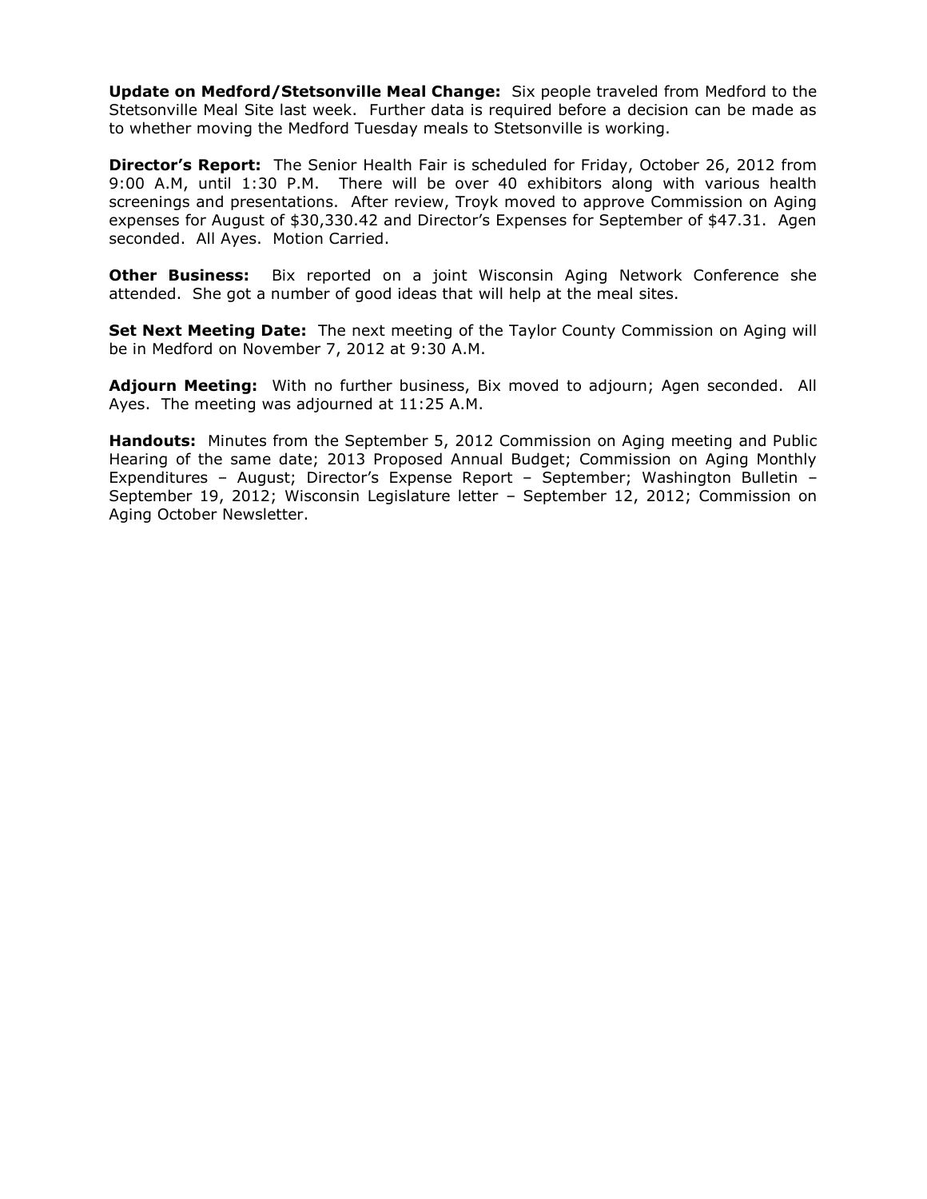**Update on Medford/Stetsonville Meal Change:** Six people traveled from Medford to the Stetsonville Meal Site last week. Further data is required before a decision can be made as to whether moving the Medford Tuesday meals to Stetsonville is working.

**Director's Report:** The Senior Health Fair is scheduled for Friday, October 26, 2012 from 9:00 A.M, until 1:30 P.M. There will be over 40 exhibitors along with various health screenings and presentations. After review, Troyk moved to approve Commission on Aging expenses for August of $30,330.42 and Director's Expenses for September of $47.31. Agen seconded. All Ayes. Motion Carried.

**Other Business:** Bix reported on a joint Wisconsin Aging Network Conference she attended. She got a number of good ideas that will help at the meal sites.

**Set Next Meeting Date:** The next meeting of the Taylor County Commission on Aging will be in Medford on November 7, 2012 at 9:30 A.M.

**Adjourn Meeting:** With no further business, Bix moved to adjourn; Agen seconded. All Ayes. The meeting was adjourned at 11:25 A.M.

**Handouts:** Minutes from the September 5, 2012 Commission on Aging meeting and Public Hearing of the same date; 2013 Proposed Annual Budget; Commission on Aging Monthly Expenditures – August; Director's Expense Report – September; Washington Bulletin – September 19, 2012; Wisconsin Legislature letter – September 12, 2012; Commission on Aging October Newsletter.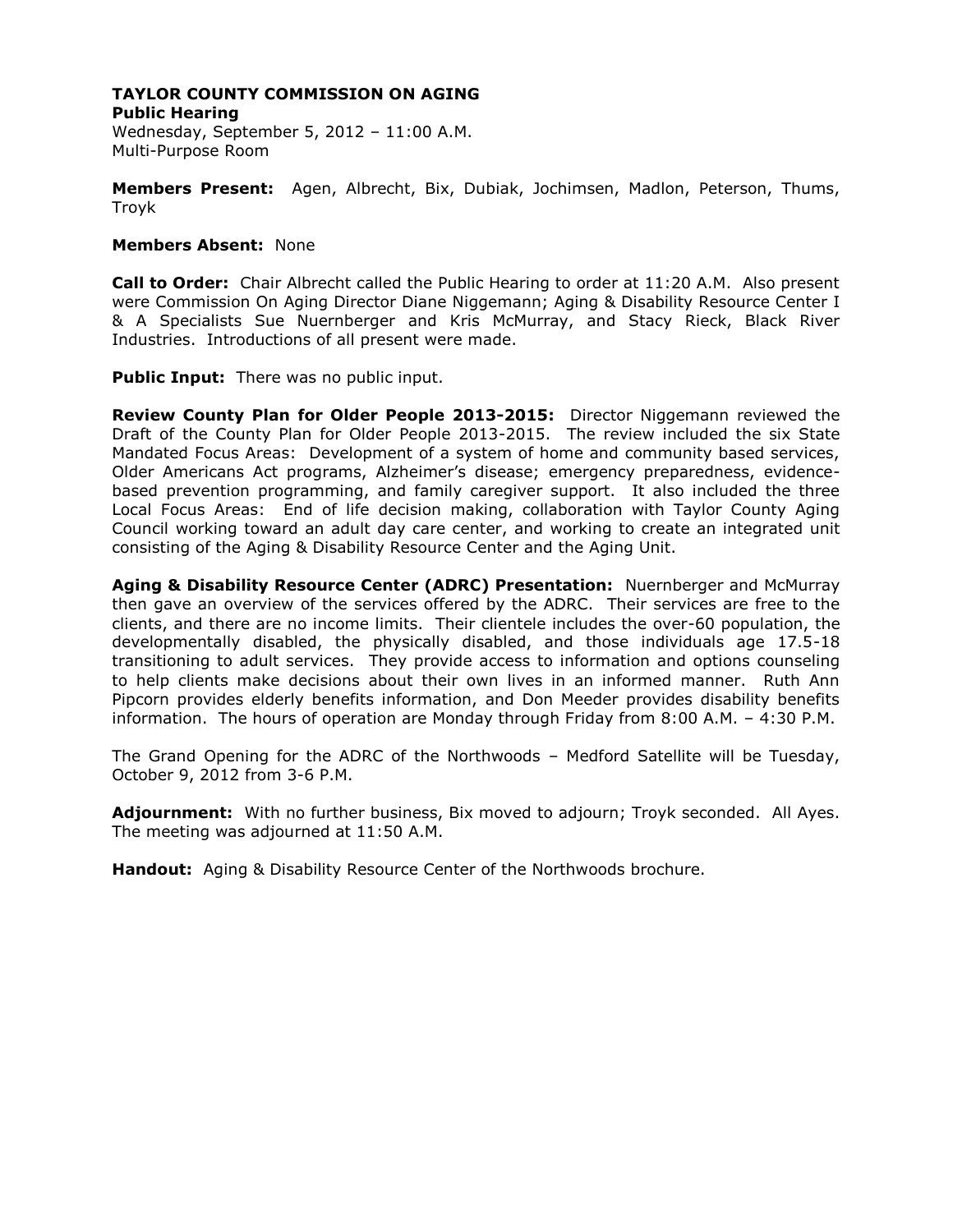**TAYLOR COUNTY COMMISSION ON AGING**
**Public Hearing**
Wednesday, September 5, 2012 – 11:00 A.M.
Multi-Purpose Room

**Members Present:** Agen, Albrecht, Bix, Dubiak, Jochimsen, Madlon, Peterson, Thums, Troyk

**Members Absent:** None

**Call to Order:** Chair Albrecht called the Public Hearing to order at 11:20 A.M. Also present were Commission On Aging Director Diane Niggemann; Aging & Disability Resource Center I & A Specialists Sue Nuernberger and Kris McMurray, and Stacy Rieck, Black River Industries. Introductions of all present were made.

**Public Input:** There was no public input.

**Review County Plan for Older People 2013-2015:** Director Niggemann reviewed the Draft of the County Plan for Older People 2013-2015. The review included the six State Mandated Focus Areas: Development of a system of home and community based services, Older Americans Act programs, Alzheimer's disease; emergency preparedness, evidence-based prevention programming, and family caregiver support. It also included the three Local Focus Areas: End of life decision making, collaboration with Taylor County Aging Council working toward an adult day care center, and working to create an integrated unit consisting of the Aging & Disability Resource Center and the Aging Unit.

**Aging & Disability Resource Center (ADRC) Presentation:** Nuernberger and McMurray then gave an overview of the services offered by the ADRC. Their services are free to the clients, and there are no income limits. Their clientele includes the over-60 population, the developmentally disabled, the physically disabled, and those individuals age 17.5-18 transitioning to adult services. They provide access to information and options counseling to help clients make decisions about their own lives in an informed manner. Ruth Ann Pipcorn provides elderly benefits information, and Don Meeder provides disability benefits information. The hours of operation are Monday through Friday from 8:00 A.M. – 4:30 P.M.

The Grand Opening for the ADRC of the Northwoods – Medford Satellite will be Tuesday, October 9, 2012 from 3-6 P.M.

**Adjournment:** With no further business, Bix moved to adjourn; Troyk seconded. All Ayes. The meeting was adjourned at 11:50 A.M.

**Handout:** Aging & Disability Resource Center of the Northwoods brochure.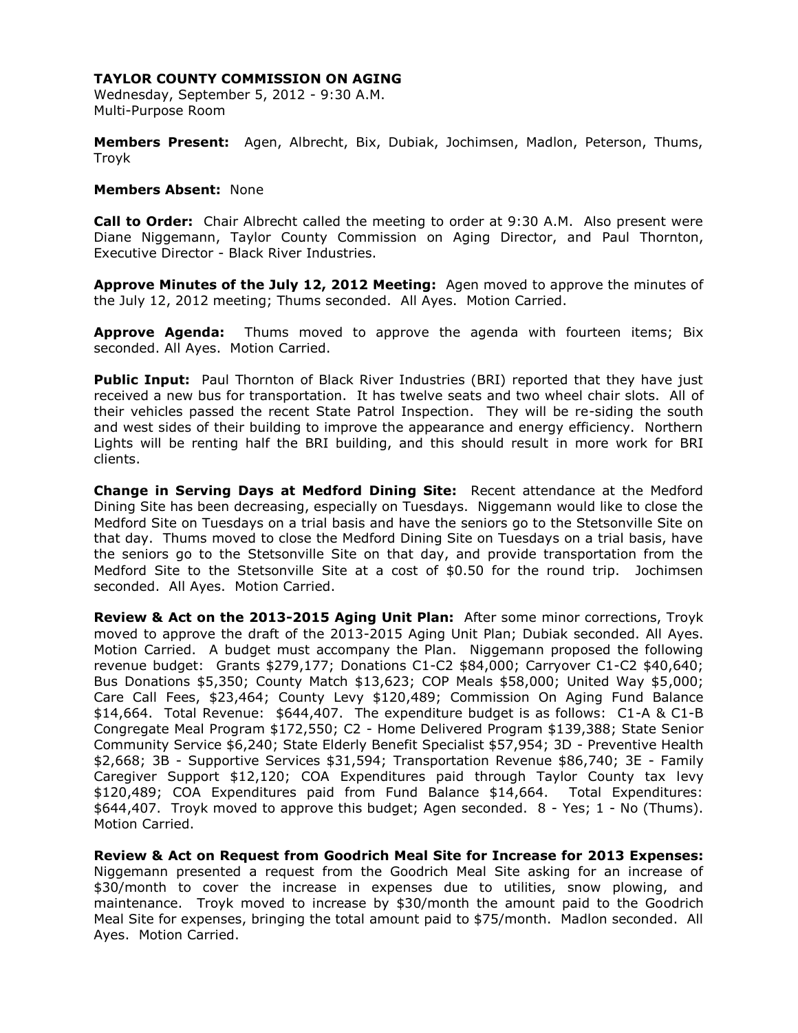**TAYLOR COUNTY COMMISSION ON AGING**

Wednesday, September 5, 2012 - 9:30 A.M.
Multi-Purpose Room

**Members Present:** Agen, Albrecht, Bix, Dubiak, Jochimsen, Madlon, Peterson, Thums, Troyk

**Members Absent:** None

**Call to Order:** Chair Albrecht called the meeting to order at 9:30 A.M. Also present were Diane Niggemann, Taylor County Commission on Aging Director, and Paul Thornton, Executive Director - Black River Industries.

**Approve Minutes of the July 12, 2012 Meeting:** Agen moved to approve the minutes of the July 12, 2012 meeting; Thums seconded. All Ayes. Motion Carried.

**Approve Agenda:** Thums moved to approve the agenda with fourteen items; Bix seconded. All Ayes. Motion Carried.

**Public Input:** Paul Thornton of Black River Industries (BRI) reported that they have just received a new bus for transportation. It has twelve seats and two wheel chair slots. All of their vehicles passed the recent State Patrol Inspection. They will be re-siding the south and west sides of their building to improve the appearance and energy efficiency. Northern Lights will be renting half the BRI building, and this should result in more work for BRI clients.

**Change in Serving Days at Medford Dining Site:** Recent attendance at the Medford Dining Site has been decreasing, especially on Tuesdays. Niggemann would like to close the Medford Site on Tuesdays on a trial basis and have the seniors go to the Stetsonville Site on that day. Thums moved to close the Medford Dining Site on Tuesdays on a trial basis, have the seniors go to the Stetsonville Site on that day, and provide transportation from the Medford Site to the Stetsonville Site at a cost of $0.50 for the round trip. Jochimsen seconded. All Ayes. Motion Carried.

**Review & Act on the 2013-2015 Aging Unit Plan:** After some minor corrections, Troyk moved to approve the draft of the 2013-2015 Aging Unit Plan; Dubiak seconded. All Ayes. Motion Carried. A budget must accompany the Plan. Niggemann proposed the following revenue budget: Grants $279,177; Donations C1-C2 $84,000; Carryover C1-C2 $40,640; Bus Donations $5,350; County Match $13,623; COP Meals $58,000; United Way $5,000; Care Call Fees, $23,464; County Levy $120,489; Commission On Aging Fund Balance $14,664. Total Revenue: $644,407. The expenditure budget is as follows: C1-A & C1-B Congregate Meal Program $172,550; C2 - Home Delivered Program $139,388; State Senior Community Service $6,240; State Elderly Benefit Specialist $57,954; 3D - Preventive Health $2,668; 3B - Supportive Services $31,594; Transportation Revenue $86,740; 3E - Family Caregiver Support $12,120; COA Expenditures paid through Taylor County tax levy $120,489; COA Expenditures paid from Fund Balance $14,664. Total Expenditures: $644,407. Troyk moved to approve this budget; Agen seconded. 8 - Yes; 1 - No (Thums). Motion Carried.

**Review & Act on Request from Goodrich Meal Site for Increase for 2013 Expenses:** Niggemann presented a request from the Goodrich Meal Site asking for an increase of $30/month to cover the increase in expenses due to utilities, snow plowing, and maintenance. Troyk moved to increase by $30/month the amount paid to the Goodrich Meal Site for expenses, bringing the total amount paid to $75/month. Madlon seconded. All Ayes. Motion Carried.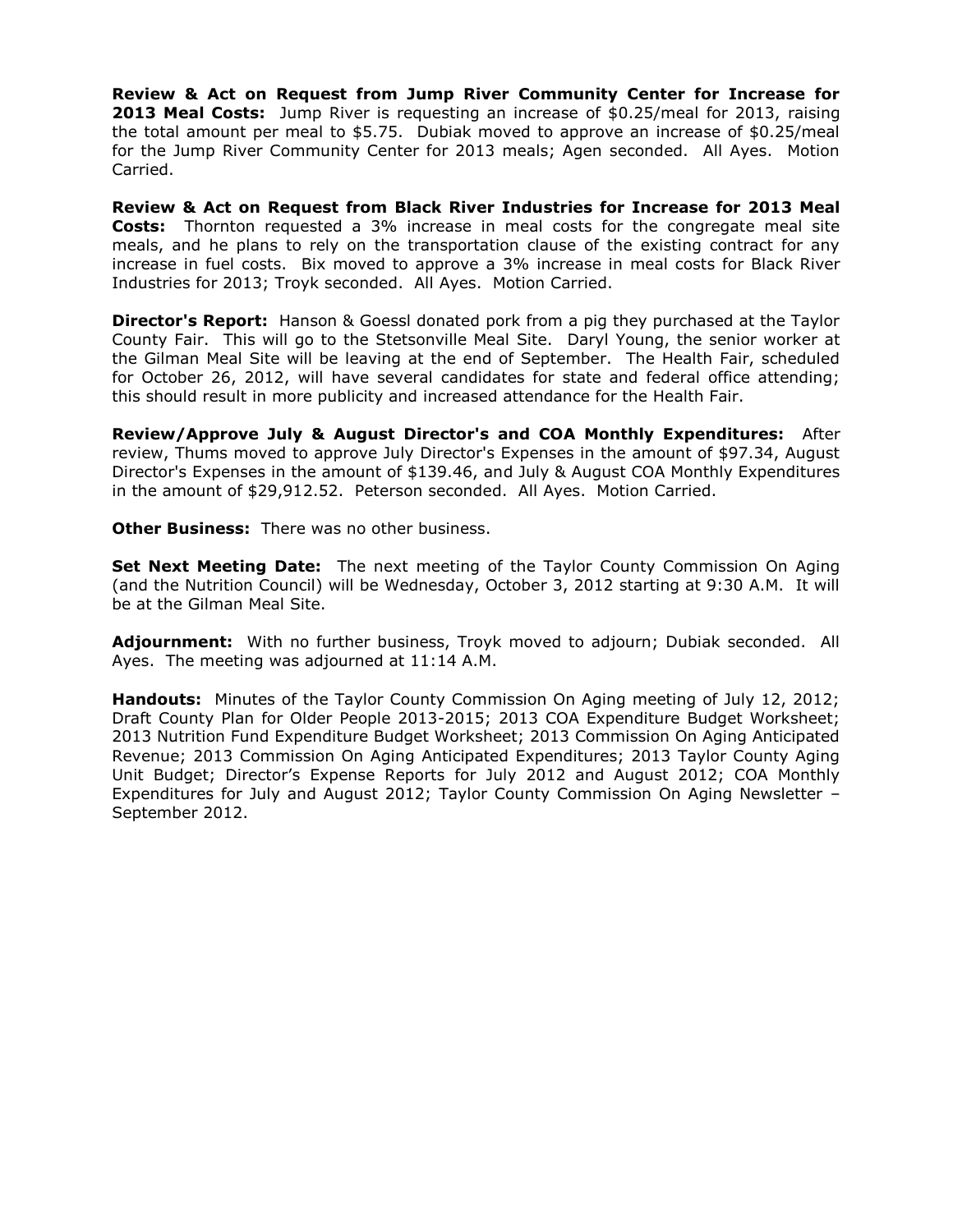**Review & Act on Request from Jump River Community Center for Increase for 2013 Meal Costs:** Jump River is requesting an increase of $0.25/meal for 2013, raising the total amount per meal to $5.75. Dubiak moved to approve an increase of $0.25/meal for the Jump River Community Center for 2013 meals; Agen seconded. All Ayes. Motion Carried.

**Review & Act on Request from Black River Industries for Increase for 2013 Meal Costs:** Thornton requested a 3% increase in meal costs for the congregate meal site meals, and he plans to rely on the transportation clause of the existing contract for any increase in fuel costs. Bix moved to approve a 3% increase in meal costs for Black River Industries for 2013; Troyk seconded. All Ayes. Motion Carried.

**Director's Report:** Hanson & Goessl donated pork from a pig they purchased at the Taylor County Fair. This will go to the Stetsonville Meal Site. Daryl Young, the senior worker at the Gilman Meal Site will be leaving at the end of September. The Health Fair, scheduled for October 26, 2012, will have several candidates for state and federal office attending; this should result in more publicity and increased attendance for the Health Fair.

**Review/Approve July & August Director's and COA Monthly Expenditures:** After review, Thums moved to approve July Director's Expenses in the amount of $97.34, August Director's Expenses in the amount of $139.46, and July & August COA Monthly Expenditures in the amount of $29,912.52. Peterson seconded. All Ayes. Motion Carried.

**Other Business:** There was no other business.

**Set Next Meeting Date:** The next meeting of the Taylor County Commission On Aging (and the Nutrition Council) will be Wednesday, October 3, 2012 starting at 9:30 A.M. It will be at the Gilman Meal Site.

**Adjournment:** With no further business, Troyk moved to adjourn; Dubiak seconded. All Ayes. The meeting was adjourned at 11:14 A.M.

**Handouts:** Minutes of the Taylor County Commission On Aging meeting of July 12, 2012; Draft County Plan for Older People 2013-2015; 2013 COA Expenditure Budget Worksheet; 2013 Nutrition Fund Expenditure Budget Worksheet; 2013 Commission On Aging Anticipated Revenue; 2013 Commission On Aging Anticipated Expenditures; 2013 Taylor County Aging Unit Budget; Director's Expense Reports for July 2012 and August 2012; COA Monthly Expenditures for July and August 2012; Taylor County Commission On Aging Newsletter – September 2012.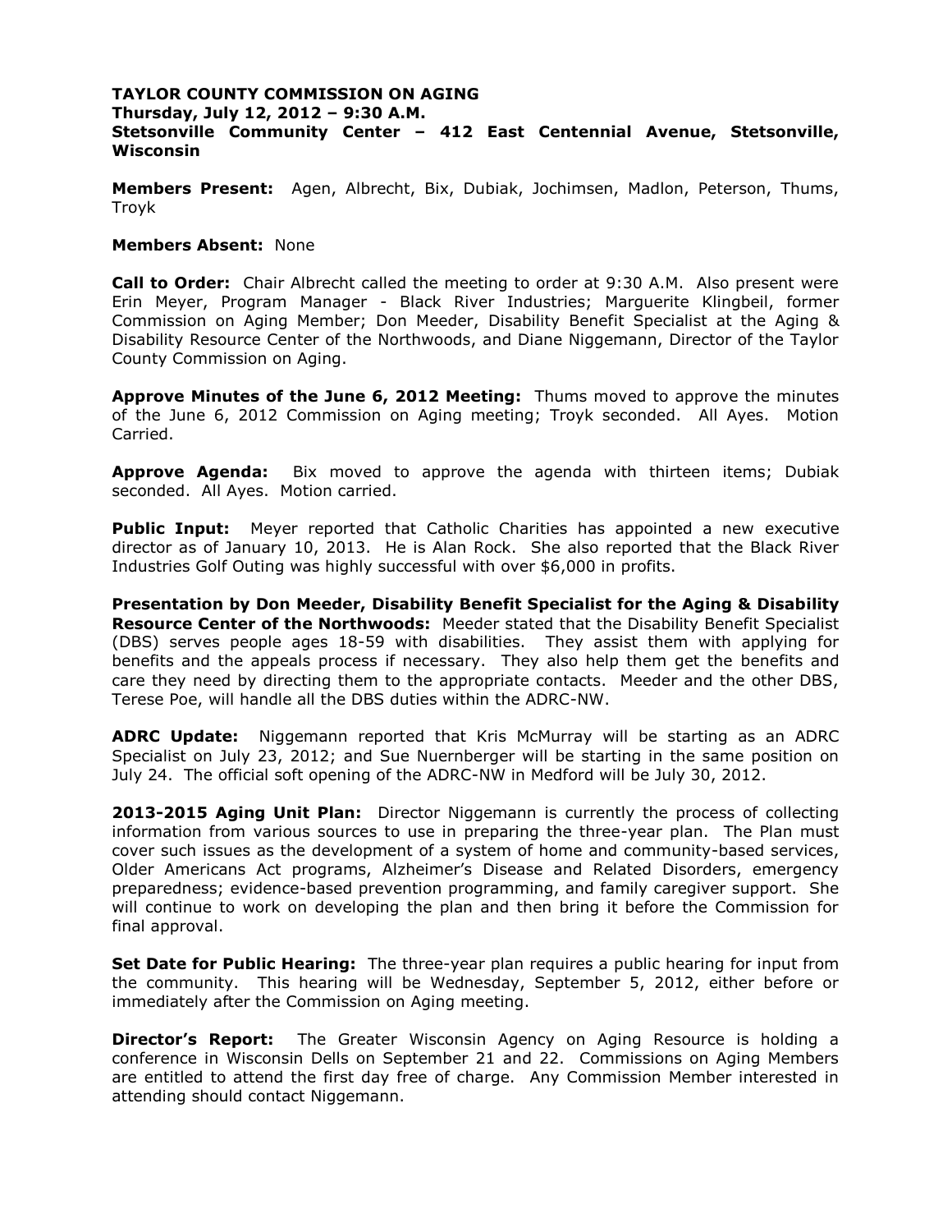**TAYLOR COUNTY COMMISSION ON AGING**
**Thursday, July 12, 2012 – 9:30 A.M.**
**Stetsonville Community Center – 412 East Centennial Avenue, Stetsonville, Wisconsin**

**Members Present:** Agen, Albrecht, Bix, Dubiak, Jochimsen, Madlon, Peterson, Thums, Troyk

**Members Absent:** None

**Call to Order:** Chair Albrecht called the meeting to order at 9:30 A.M. Also present were Erin Meyer, Program Manager - Black River Industries; Marguerite Klingbeil, former Commission on Aging Member; Don Meeder, Disability Benefit Specialist at the Aging & Disability Resource Center of the Northwoods, and Diane Niggemann, Director of the Taylor County Commission on Aging.

**Approve Minutes of the June 6, 2012 Meeting:** Thums moved to approve the minutes of the June 6, 2012 Commission on Aging meeting; Troyk seconded. All Ayes. Motion Carried.

**Approve Agenda:** Bix moved to approve the agenda with thirteen items; Dubiak seconded. All Ayes. Motion carried.

**Public Input:** Meyer reported that Catholic Charities has appointed a new executive director as of January 10, 2013. He is Alan Rock. She also reported that the Black River Industries Golf Outing was highly successful with over $6,000 in profits.

**Presentation by Don Meeder, Disability Benefit Specialist for the Aging & Disability Resource Center of the Northwoods:** Meeder stated that the Disability Benefit Specialist (DBS) serves people ages 18-59 with disabilities. They assist them with applying for benefits and the appeals process if necessary. They also help them get the benefits and care they need by directing them to the appropriate contacts. Meeder and the other DBS, Terese Poe, will handle all the DBS duties within the ADRC-NW.

**ADRC Update:** Niggemann reported that Kris McMurray will be starting as an ADRC Specialist on July 23, 2012; and Sue Nuernberger will be starting in the same position on July 24. The official soft opening of the ADRC-NW in Medford will be July 30, 2012.

**2013-2015 Aging Unit Plan:** Director Niggemann is currently the process of collecting information from various sources to use in preparing the three-year plan. The Plan must cover such issues as the development of a system of home and community-based services, Older Americans Act programs, Alzheimer's Disease and Related Disorders, emergency preparedness; evidence-based prevention programming, and family caregiver support. She will continue to work on developing the plan and then bring it before the Commission for final approval.

**Set Date for Public Hearing:** The three-year plan requires a public hearing for input from the community. This hearing will be Wednesday, September 5, 2012, either before or immediately after the Commission on Aging meeting.

**Director's Report:** The Greater Wisconsin Agency on Aging Resource is holding a conference in Wisconsin Dells on September 21 and 22. Commissions on Aging Members are entitled to attend the first day free of charge. Any Commission Member interested in attending should contact Niggemann.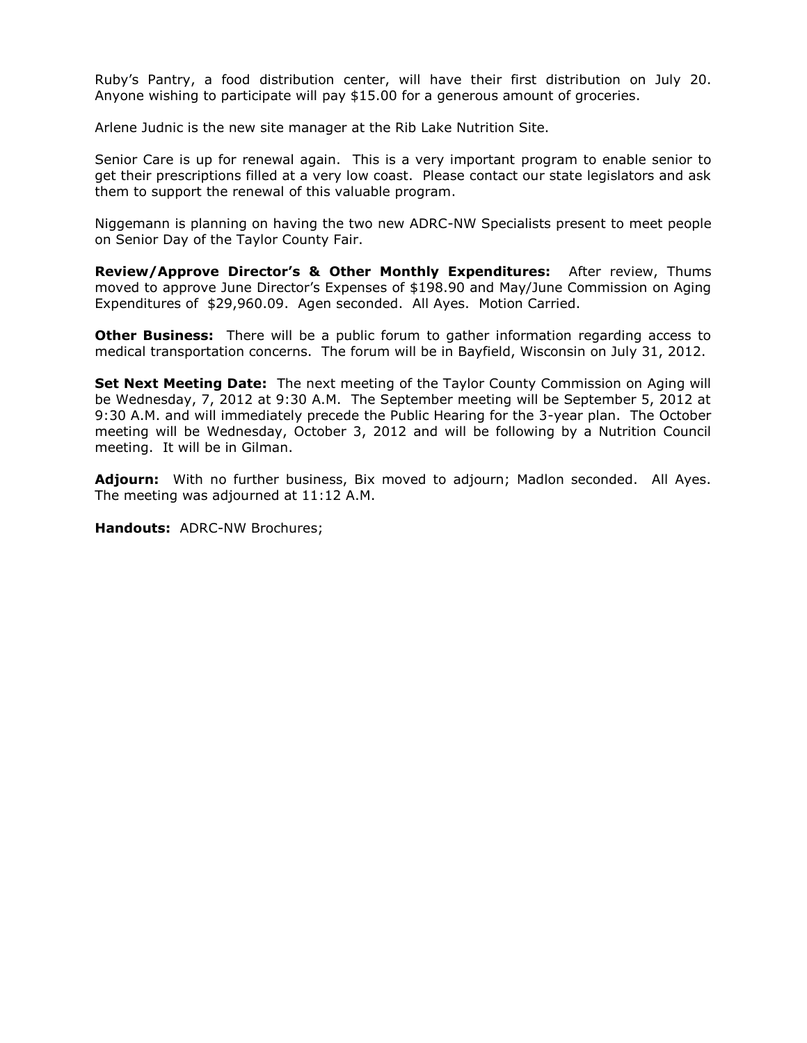Ruby's Pantry, a food distribution center, will have their first distribution on July 20. Anyone wishing to participate will pay $15.00 for a generous amount of groceries.

Arlene Judnic is the new site manager at the Rib Lake Nutrition Site.

Senior Care is up for renewal again. This is a very important program to enable senior to get their prescriptions filled at a very low coast. Please contact our state legislators and ask them to support the renewal of this valuable program.

Niggemann is planning on having the two new ADRC-NW Specialists present to meet people on Senior Day of the Taylor County Fair.

**Review/Approve Director's & Other Monthly Expenditures:** After review, Thums moved to approve June Director's Expenses of $198.90 and May/June Commission on Aging Expenditures of $29,960.09. Agen seconded. All Ayes. Motion Carried.

**Other Business:** There will be a public forum to gather information regarding access to medical transportation concerns. The forum will be in Bayfield, Wisconsin on July 31, 2012.

**Set Next Meeting Date:** The next meeting of the Taylor County Commission on Aging will be Wednesday, 7, 2012 at 9:30 A.M. The September meeting will be September 5, 2012 at 9:30 A.M. and will immediately precede the Public Hearing for the 3-year plan. The October meeting will be Wednesday, October 3, 2012 and will be following by a Nutrition Council meeting. It will be in Gilman.

**Adjourn:** With no further business, Bix moved to adjourn; Madlon seconded. All Ayes. The meeting was adjourned at 11:12 A.M.

**Handouts:** ADRC-NW Brochures;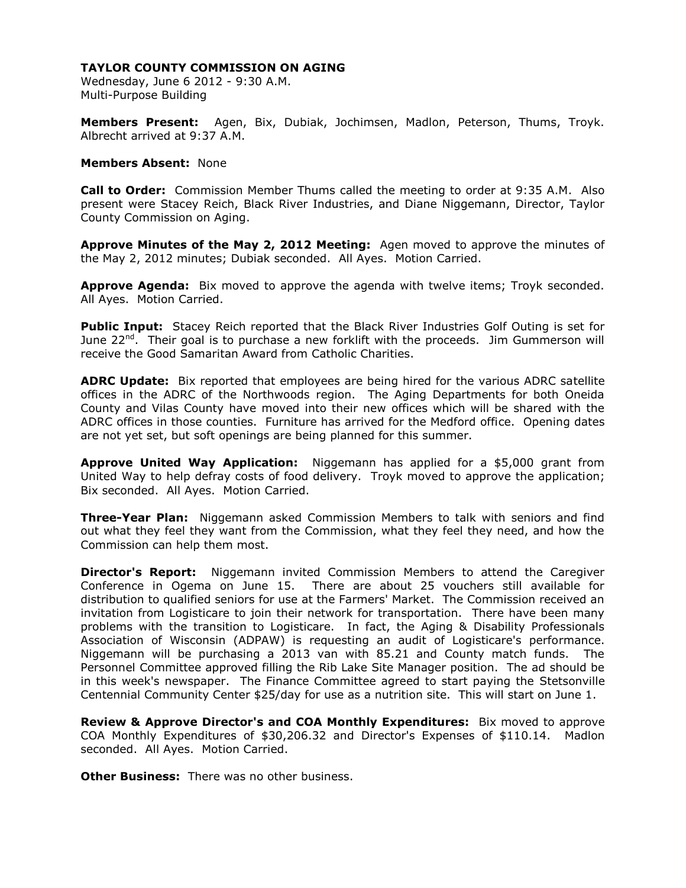**TAYLOR COUNTY COMMISSION ON AGING**
Wednesday, June 6 2012 - 9:30 A.M.
Multi-Purpose Building

**Members Present:** Agen, Bix, Dubiak, Jochimsen, Madlon, Peterson, Thums, Troyk. Albrecht arrived at 9:37 A.M.

**Members Absent:** None

**Call to Order:** Commission Member Thums called the meeting to order at 9:35 A.M. Also present were Stacey Reich, Black River Industries, and Diane Niggemann, Director, Taylor County Commission on Aging.

**Approve Minutes of the May 2, 2012 Meeting:** Agen moved to approve the minutes of the May 2, 2012 minutes; Dubiak seconded. All Ayes. Motion Carried.

**Approve Agenda:** Bix moved to approve the agenda with twelve items; Troyk seconded. All Ayes. Motion Carried.

**Public Input:** Stacey Reich reported that the Black River Industries Golf Outing is set for June 22nd. Their goal is to purchase a new forklift with the proceeds. Jim Gummerson will receive the Good Samaritan Award from Catholic Charities.

**ADRC Update:** Bix reported that employees are being hired for the various ADRC satellite offices in the ADRC of the Northwoods region. The Aging Departments for both Oneida County and Vilas County have moved into their new offices which will be shared with the ADRC offices in those counties. Furniture has arrived for the Medford office. Opening dates are not yet set, but soft openings are being planned for this summer.

**Approve United Way Application:** Niggemann has applied for a $5,000 grant from United Way to help defray costs of food delivery. Troyk moved to approve the application; Bix seconded. All Ayes. Motion Carried.

**Three-Year Plan:** Niggemann asked Commission Members to talk with seniors and find out what they feel they want from the Commission, what they feel they need, and how the Commission can help them most.

**Director's Report:** Niggemann invited Commission Members to attend the Caregiver Conference in Ogema on June 15. There are about 25 vouchers still available for distribution to qualified seniors for use at the Farmers' Market. The Commission received an invitation from Logisticare to join their network for transportation. There have been many problems with the transition to Logisticare. In fact, the Aging & Disability Professionals Association of Wisconsin (ADPAW) is requesting an audit of Logisticare's performance. Niggemann will be purchasing a 2013 van with 85.21 and County match funds. The Personnel Committee approved filling the Rib Lake Site Manager position. The ad should be in this week's newspaper. The Finance Committee agreed to start paying the Stetsonville Centennial Community Center $25/day for use as a nutrition site. This will start on June 1.

**Review & Approve Director's and COA Monthly Expenditures:** Bix moved to approve COA Monthly Expenditures of $30,206.32 and Director's Expenses of $110.14. Madlon seconded. All Ayes. Motion Carried.

**Other Business:** There was no other business.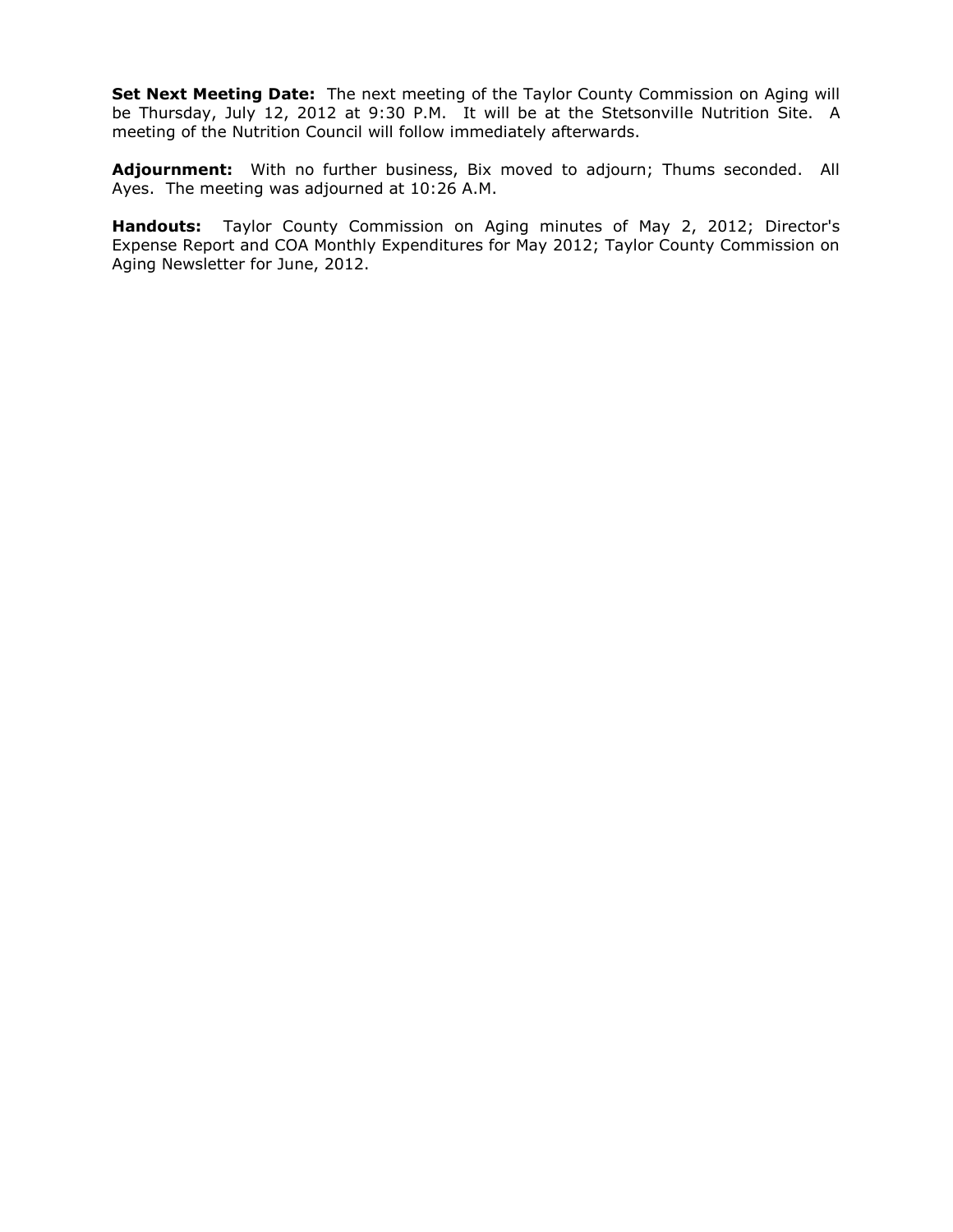**Set Next Meeting Date:** The next meeting of the Taylor County Commission on Aging will be Thursday, July 12, 2012 at 9:30 P.M. It will be at the Stetsonville Nutrition Site. A meeting of the Nutrition Council will follow immediately afterwards.

**Adjournment:** With no further business, Bix moved to adjourn; Thums seconded. All Ayes. The meeting was adjourned at 10:26 A.M.

**Handouts:** Taylor County Commission on Aging minutes of May 2, 2012; Director's Expense Report and COA Monthly Expenditures for May 2012; Taylor County Commission on Aging Newsletter for June, 2012.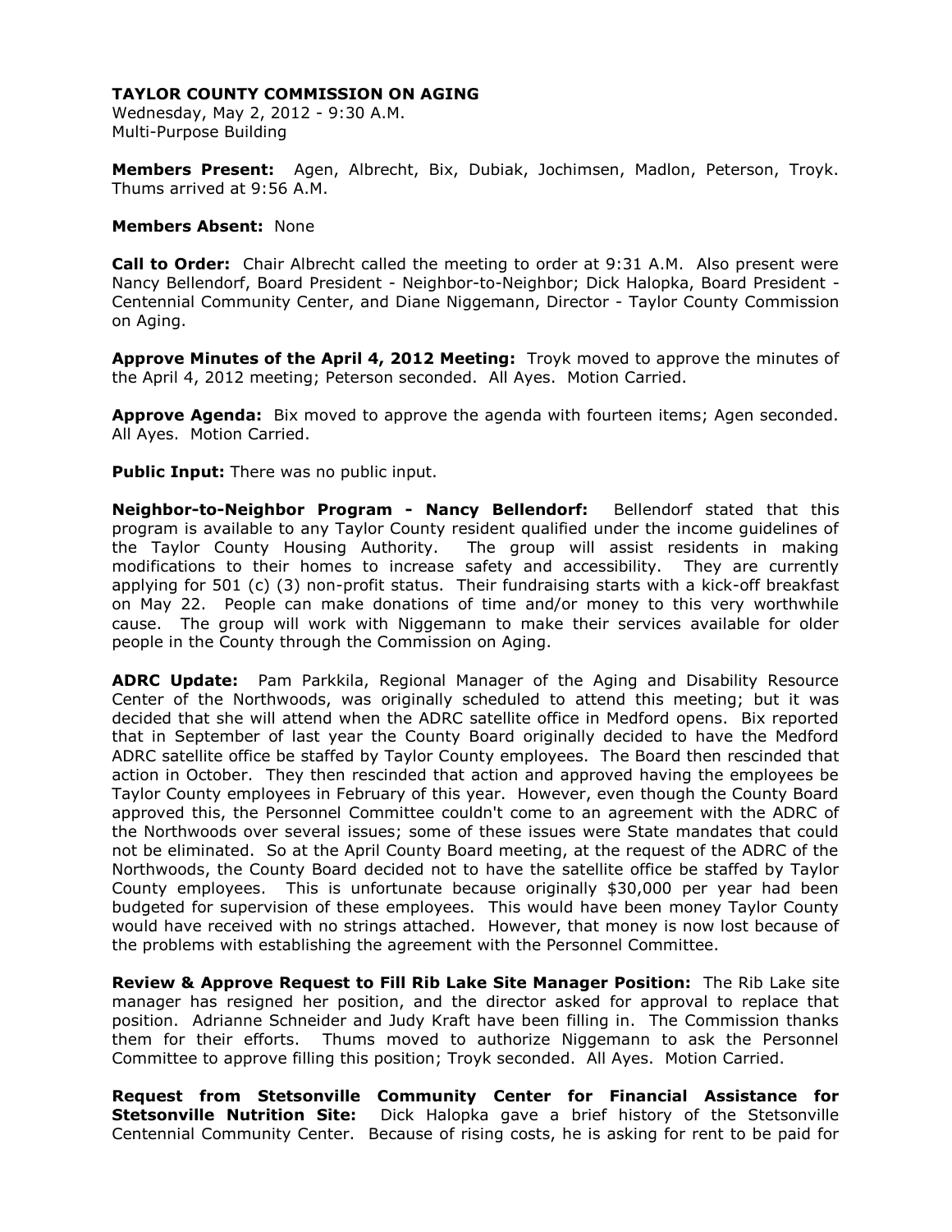**TAYLOR COUNTY COMMISSION ON AGING**

Wednesday, May 2, 2012 - 9:30 A.M.
Multi-Purpose Building

**Members Present:** Agen, Albrecht, Bix, Dubiak, Jochimsen, Madlon, Peterson, Troyk. Thums arrived at 9:56 A.M.

**Members Absent:** None

**Call to Order:** Chair Albrecht called the meeting to order at 9:31 A.M. Also present were Nancy Bellendorf, Board President - Neighbor-to-Neighbor; Dick Halopka, Board President - Centennial Community Center, and Diane Niggemann, Director - Taylor County Commission on Aging.

**Approve Minutes of the April 4, 2012 Meeting:** Troyk moved to approve the minutes of the April 4, 2012 meeting; Peterson seconded. All Ayes. Motion Carried.

**Approve Agenda:** Bix moved to approve the agenda with fourteen items; Agen seconded. All Ayes. Motion Carried.

**Public Input:** There was no public input.

**Neighbor-to-Neighbor Program - Nancy Bellendorf:** Bellendorf stated that this program is available to any Taylor County resident qualified under the income guidelines of the Taylor County Housing Authority. The group will assist residents in making modifications to their homes to increase safety and accessibility. They are currently applying for 501 (c) (3) non-profit status. Their fundraising starts with a kick-off breakfast on May 22. People can make donations of time and/or money to this very worthwhile cause. The group will work with Niggemann to make their services available for older people in the County through the Commission on Aging.

**ADRC Update:** Pam Parkkila, Regional Manager of the Aging and Disability Resource Center of the Northwoods, was originally scheduled to attend this meeting; but it was decided that she will attend when the ADRC satellite office in Medford opens. Bix reported that in September of last year the County Board originally decided to have the Medford ADRC satellite office be staffed by Taylor County employees. The Board then rescinded that action in October. They then rescinded that action and approved having the employees be Taylor County employees in February of this year. However, even though the County Board approved this, the Personnel Committee couldn't come to an agreement with the ADRC of the Northwoods over several issues; some of these issues were State mandates that could not be eliminated. So at the April County Board meeting, at the request of the ADRC of the Northwoods, the County Board decided not to have the satellite office be staffed by Taylor County employees. This is unfortunate because originally $30,000 per year had been budgeted for supervision of these employees. This would have been money Taylor County would have received with no strings attached. However, that money is now lost because of the problems with establishing the agreement with the Personnel Committee.

**Review & Approve Request to Fill Rib Lake Site Manager Position:** The Rib Lake site manager has resigned her position, and the director asked for approval to replace that position. Adrianne Schneider and Judy Kraft have been filling in. The Commission thanks them for their efforts. Thums moved to authorize Niggemann to ask the Personnel Committee to approve filling this position; Troyk seconded. All Ayes. Motion Carried.

**Request from Stetsonville Community Center for Financial Assistance for Stetsonville Nutrition Site:** Dick Halopka gave a brief history of the Stetsonville Centennial Community Center. Because of rising costs, he is asking for rent to be paid for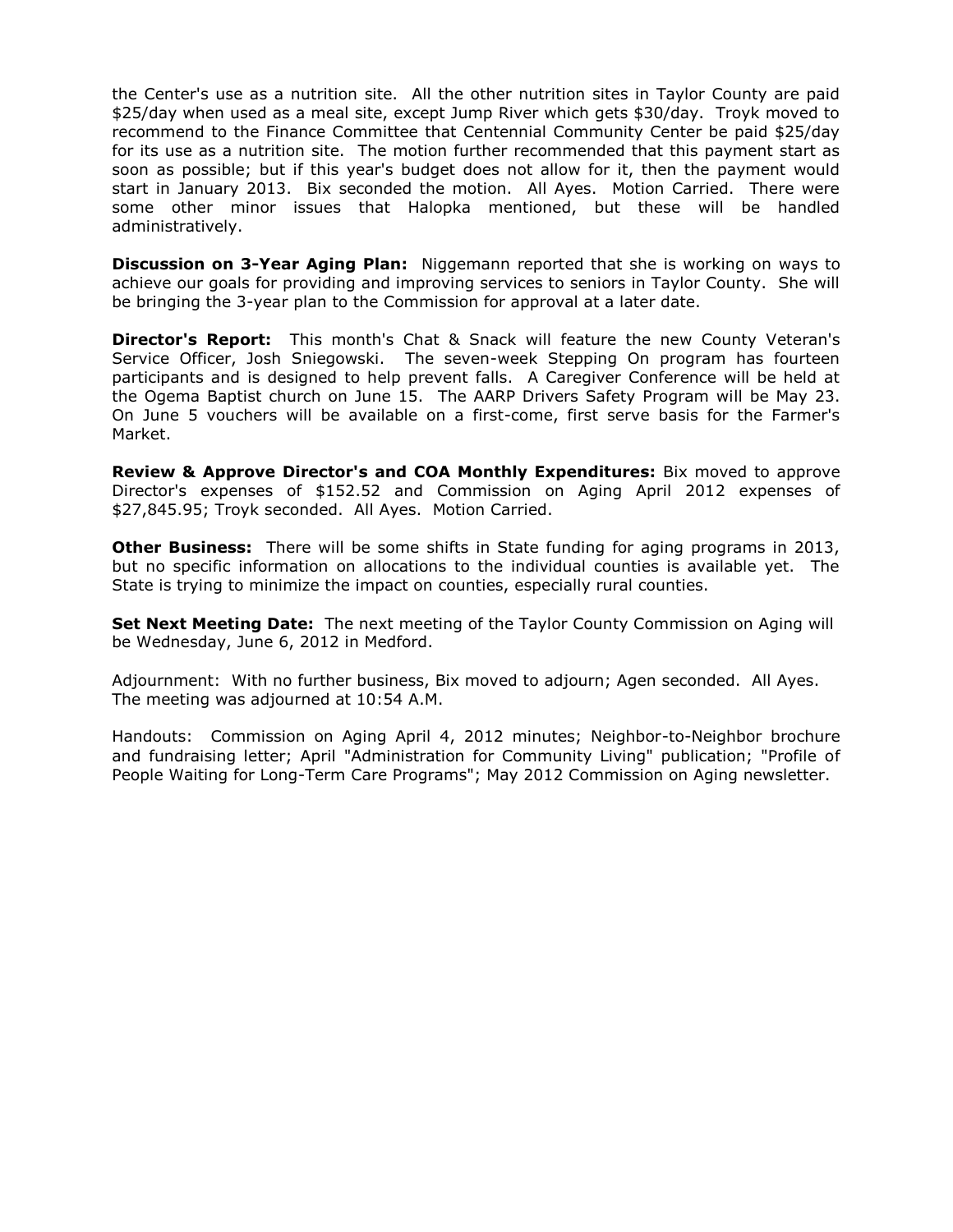the Center's use as a nutrition site. All the other nutrition sites in Taylor County are paid $25/day when used as a meal site, except Jump River which gets $30/day. Troyk moved to recommend to the Finance Committee that Centennial Community Center be paid $25/day for its use as a nutrition site. The motion further recommended that this payment start as soon as possible; but if this year's budget does not allow for it, then the payment would start in January 2013. Bix seconded the motion. All Ayes. Motion Carried. There were some other minor issues that Halopka mentioned, but these will be handled administratively.

**Discussion on 3-Year Aging Plan:** Niggemann reported that she is working on ways to achieve our goals for providing and improving services to seniors in Taylor County. She will be bringing the 3-year plan to the Commission for approval at a later date.

**Director's Report:** This month's Chat & Snack will feature the new County Veteran's Service Officer, Josh Sniegowski. The seven-week Stepping On program has fourteen participants and is designed to help prevent falls. A Caregiver Conference will be held at the Ogema Baptist church on June 15. The AARP Drivers Safety Program will be May 23. On June 5 vouchers will be available on a first-come, first serve basis for the Farmer's Market.

**Review & Approve Director's and COA Monthly Expenditures:** Bix moved to approve Director's expenses of $152.52 and Commission on Aging April 2012 expenses of $27,845.95; Troyk seconded. All Ayes. Motion Carried.

**Other Business:** There will be some shifts in State funding for aging programs in 2013, but no specific information on allocations to the individual counties is available yet. The State is trying to minimize the impact on counties, especially rural counties.

**Set Next Meeting Date:** The next meeting of the Taylor County Commission on Aging will be Wednesday, June 6, 2012 in Medford.

Adjournment: With no further business, Bix moved to adjourn; Agen seconded. All Ayes. The meeting was adjourned at 10:54 A.M.

Handouts: Commission on Aging April 4, 2012 minutes; Neighbor-to-Neighbor brochure and fundraising letter; April "Administration for Community Living" publication; "Profile of People Waiting for Long-Term Care Programs"; May 2012 Commission on Aging newsletter.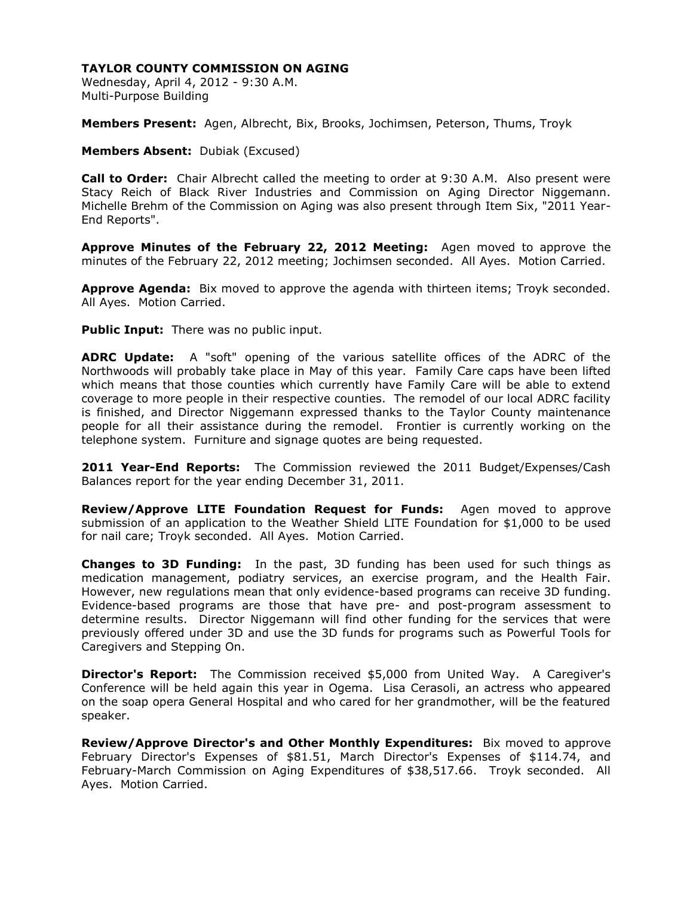**TAYLOR COUNTY COMMISSION ON AGING**
Wednesday, April 4, 2012 - 9:30 A.M.
Multi-Purpose Building

**Members Present:** Agen, Albrecht, Bix, Brooks, Jochimsen, Peterson, Thums, Troyk

**Members Absent:** Dubiak (Excused)

**Call to Order:** Chair Albrecht called the meeting to order at 9:30 A.M. Also present were Stacy Reich of Black River Industries and Commission on Aging Director Niggemann. Michelle Brehm of the Commission on Aging was also present through Item Six, "2011 Year-End Reports".

**Approve Minutes of the February 22, 2012 Meeting:** Agen moved to approve the minutes of the February 22, 2012 meeting; Jochimsen seconded. All Ayes. Motion Carried.

**Approve Agenda:** Bix moved to approve the agenda with thirteen items; Troyk seconded. All Ayes. Motion Carried.

**Public Input:** There was no public input.

**ADRC Update:** A "soft" opening of the various satellite offices of the ADRC of the Northwoods will probably take place in May of this year. Family Care caps have been lifted which means that those counties which currently have Family Care will be able to extend coverage to more people in their respective counties. The remodel of our local ADRC facility is finished, and Director Niggemann expressed thanks to the Taylor County maintenance people for all their assistance during the remodel. Frontier is currently working on the telephone system. Furniture and signage quotes are being requested.

**2011 Year-End Reports:** The Commission reviewed the 2011 Budget/Expenses/Cash Balances report for the year ending December 31, 2011.

**Review/Approve LITE Foundation Request for Funds:** Agen moved to approve submission of an application to the Weather Shield LITE Foundation for $1,000 to be used for nail care; Troyk seconded. All Ayes. Motion Carried.

**Changes to 3D Funding:** In the past, 3D funding has been used for such things as medication management, podiatry services, an exercise program, and the Health Fair. However, new regulations mean that only evidence-based programs can receive 3D funding. Evidence-based programs are those that have pre- and post-program assessment to determine results. Director Niggemann will find other funding for the services that were previously offered under 3D and use the 3D funds for programs such as Powerful Tools for Caregivers and Stepping On.

**Director's Report:** The Commission received $5,000 from United Way. A Caregiver's Conference will be held again this year in Ogema. Lisa Cerasoli, an actress who appeared on the soap opera General Hospital and who cared for her grandmother, will be the featured speaker.

**Review/Approve Director's and Other Monthly Expenditures:** Bix moved to approve February Director's Expenses of $81.51, March Director's Expenses of $114.74, and February-March Commission on Aging Expenditures of $38,517.66. Troyk seconded. All Ayes. Motion Carried.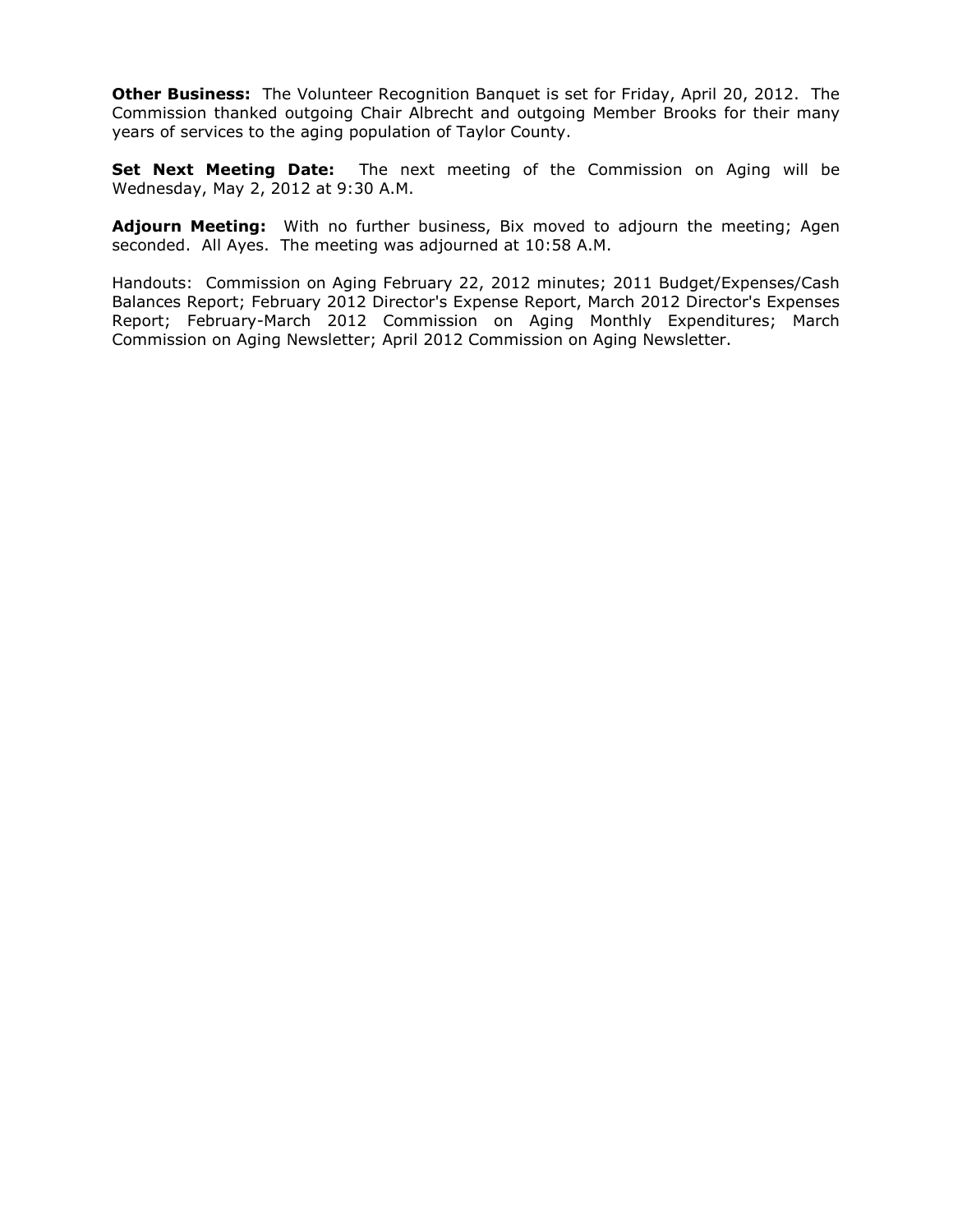**Other Business:** The Volunteer Recognition Banquet is set for Friday, April 20, 2012. The Commission thanked outgoing Chair Albrecht and outgoing Member Brooks for their many years of services to the aging population of Taylor County.

**Set Next Meeting Date:** The next meeting of the Commission on Aging will be Wednesday, May 2, 2012 at 9:30 A.M.

**Adjourn Meeting:** With no further business, Bix moved to adjourn the meeting; Agen seconded. All Ayes. The meeting was adjourned at 10:58 A.M.

Handouts: Commission on Aging February 22, 2012 minutes; 2011 Budget/Expenses/Cash Balances Report; February 2012 Director's Expense Report, March 2012 Director's Expenses Report; February-March 2012 Commission on Aging Monthly Expenditures; March Commission on Aging Newsletter; April 2012 Commission on Aging Newsletter.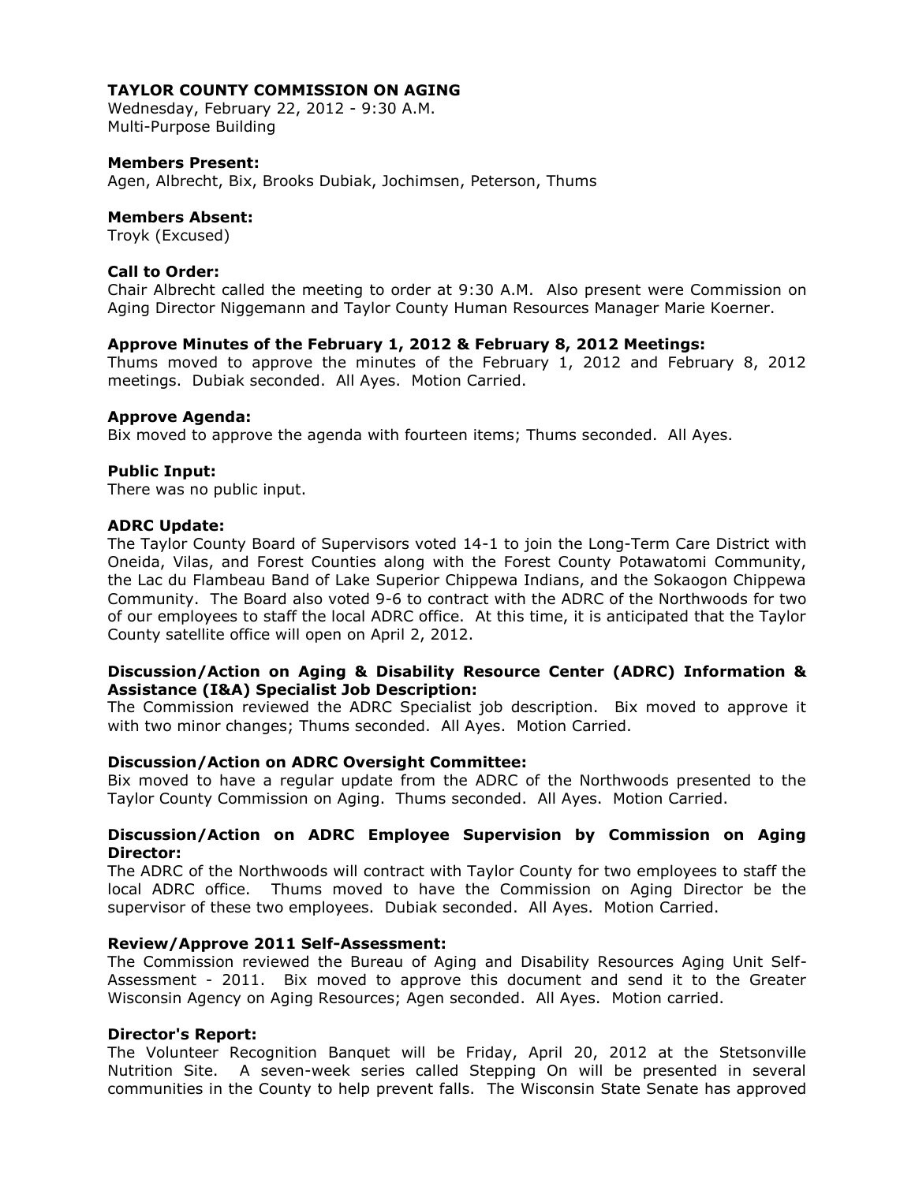**TAYLOR COUNTY COMMISSION ON AGING**
Wednesday, February 22, 2012 - 9:30 A.M.
Multi-Purpose Building

**Members Present:**
Agen, Albrecht, Bix, Brooks Dubiak, Jochimsen, Peterson, Thums

**Members Absent:**
Troyk (Excused)

**Call to Order:**
Chair Albrecht called the meeting to order at 9:30 A.M. Also present were Commission on Aging Director Niggemann and Taylor County Human Resources Manager Marie Koerner.

**Approve Minutes of the February 1, 2012 & February 8, 2012 Meetings:**
Thums moved to approve the minutes of the February 1, 2012 and February 8, 2012 meetings. Dubiak seconded. All Ayes. Motion Carried.

**Approve Agenda:**
Bix moved to approve the agenda with fourteen items; Thums seconded. All Ayes.

**Public Input:**
There was no public input.

**ADRC Update:**
The Taylor County Board of Supervisors voted 14-1 to join the Long-Term Care District with Oneida, Vilas, and Forest Counties along with the Forest County Potawatomi Community, the Lac du Flambeau Band of Lake Superior Chippewa Indians, and the Sokaogon Chippewa Community. The Board also voted 9-6 to contract with the ADRC of the Northwoods for two of our employees to staff the local ADRC office. At this time, it is anticipated that the Taylor County satellite office will open on April 2, 2012.

**Discussion/Action on Aging & Disability Resource Center (ADRC) Information & Assistance (I&A) Specialist Job Description:**
The Commission reviewed the ADRC Specialist job description. Bix moved to approve it with two minor changes; Thums seconded. All Ayes. Motion Carried.

**Discussion/Action on ADRC Oversight Committee:**
Bix moved to have a regular update from the ADRC of the Northwoods presented to the Taylor County Commission on Aging. Thums seconded. All Ayes. Motion Carried.

**Discussion/Action on ADRC Employee Supervision by Commission on Aging Director:**
The ADRC of the Northwoods will contract with Taylor County for two employees to staff the local ADRC office. Thums moved to have the Commission on Aging Director be the supervisor of these two employees. Dubiak seconded. All Ayes. Motion Carried.

**Review/Approve 2011 Self-Assessment:**
The Commission reviewed the Bureau of Aging and Disability Resources Aging Unit Self-Assessment - 2011. Bix moved to approve this document and send it to the Greater Wisconsin Agency on Aging Resources; Agen seconded. All Ayes. Motion carried.

**Director's Report:**
The Volunteer Recognition Banquet will be Friday, April 20, 2012 at the Stetsonville Nutrition Site. A seven-week series called Stepping On will be presented in several communities in the County to help prevent falls. The Wisconsin State Senate has approved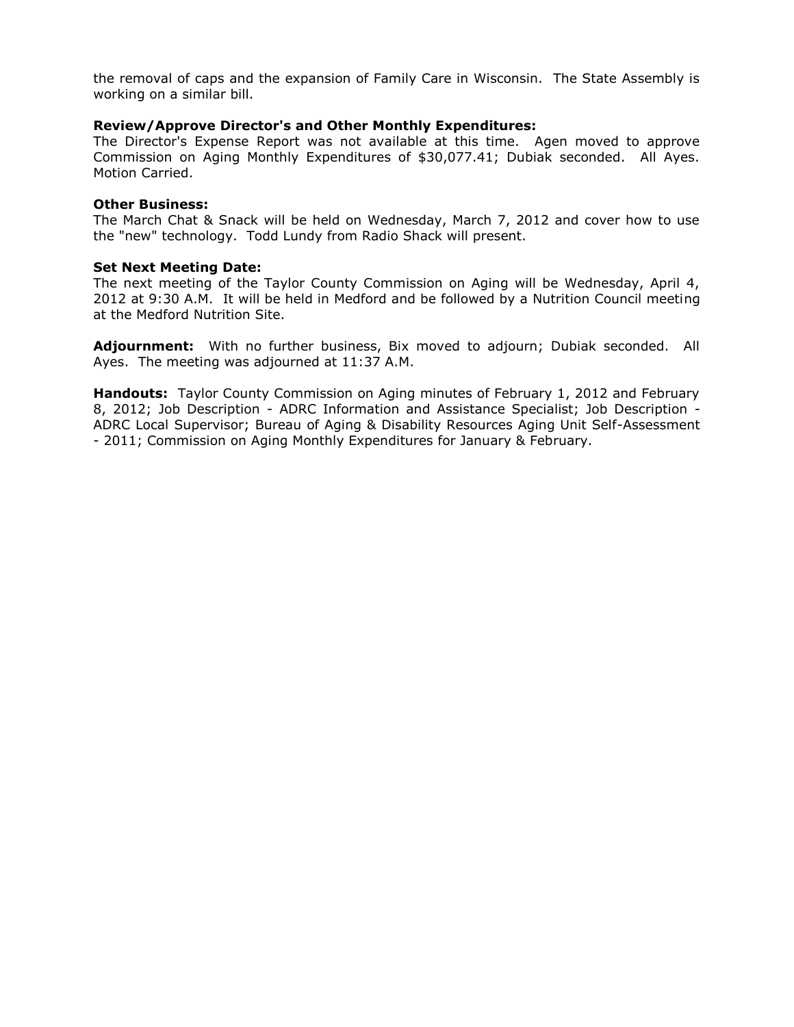the removal of caps and the expansion of Family Care in Wisconsin. The State Assembly is working on a similar bill.

**Review/Approve Director's and Other Monthly Expenditures:**
The Director's Expense Report was not available at this time. Agen moved to approve Commission on Aging Monthly Expenditures of $30,077.41; Dubiak seconded. All Ayes. Motion Carried.

**Other Business:**
The March Chat & Snack will be held on Wednesday, March 7, 2012 and cover how to use the "new" technology. Todd Lundy from Radio Shack will present.

**Set Next Meeting Date:**
The next meeting of the Taylor County Commission on Aging will be Wednesday, April 4, 2012 at 9:30 A.M. It will be held in Medford and be followed by a Nutrition Council meeting at the Medford Nutrition Site.

**Adjournment:** With no further business, Bix moved to adjourn; Dubiak seconded. All Ayes. The meeting was adjourned at 11:37 A.M.

**Handouts:** Taylor County Commission on Aging minutes of February 1, 2012 and February 8, 2012; Job Description - ADRC Information and Assistance Specialist; Job Description - ADRC Local Supervisor; Bureau of Aging & Disability Resources Aging Unit Self-Assessment - 2011; Commission on Aging Monthly Expenditures for January & February.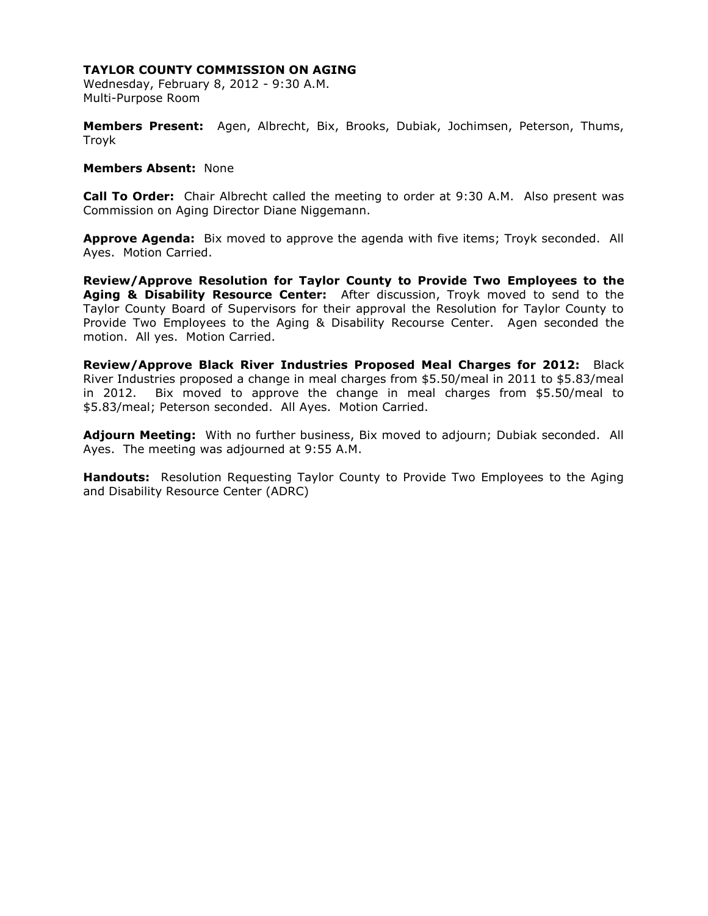**TAYLOR COUNTY COMMISSION ON AGING**
Wednesday, February 8, 2012 - 9:30 A.M.
Multi-Purpose Room

**Members Present:** Agen, Albrecht, Bix, Brooks, Dubiak, Jochimsen, Peterson, Thums, Troyk

**Members Absent:** None

**Call To Order:** Chair Albrecht called the meeting to order at 9:30 A.M. Also present was Commission on Aging Director Diane Niggemann.

**Approve Agenda:** Bix moved to approve the agenda with five items; Troyk seconded. All Ayes. Motion Carried.

**Review/Approve Resolution for Taylor County to Provide Two Employees to the Aging & Disability Resource Center:** After discussion, Troyk moved to send to the Taylor County Board of Supervisors for their approval the Resolution for Taylor County to Provide Two Employees to the Aging & Disability Recourse Center. Agen seconded the motion. All yes. Motion Carried.

**Review/Approve Black River Industries Proposed Meal Charges for 2012:** Black River Industries proposed a change in meal charges from $5.50/meal in 2011 to $5.83/meal in 2012. Bix moved to approve the change in meal charges from $5.50/meal to $5.83/meal; Peterson seconded. All Ayes. Motion Carried.

**Adjourn Meeting:** With no further business, Bix moved to adjourn; Dubiak seconded. All Ayes. The meeting was adjourned at 9:55 A.M.

**Handouts:** Resolution Requesting Taylor County to Provide Two Employees to the Aging and Disability Resource Center (ADRC)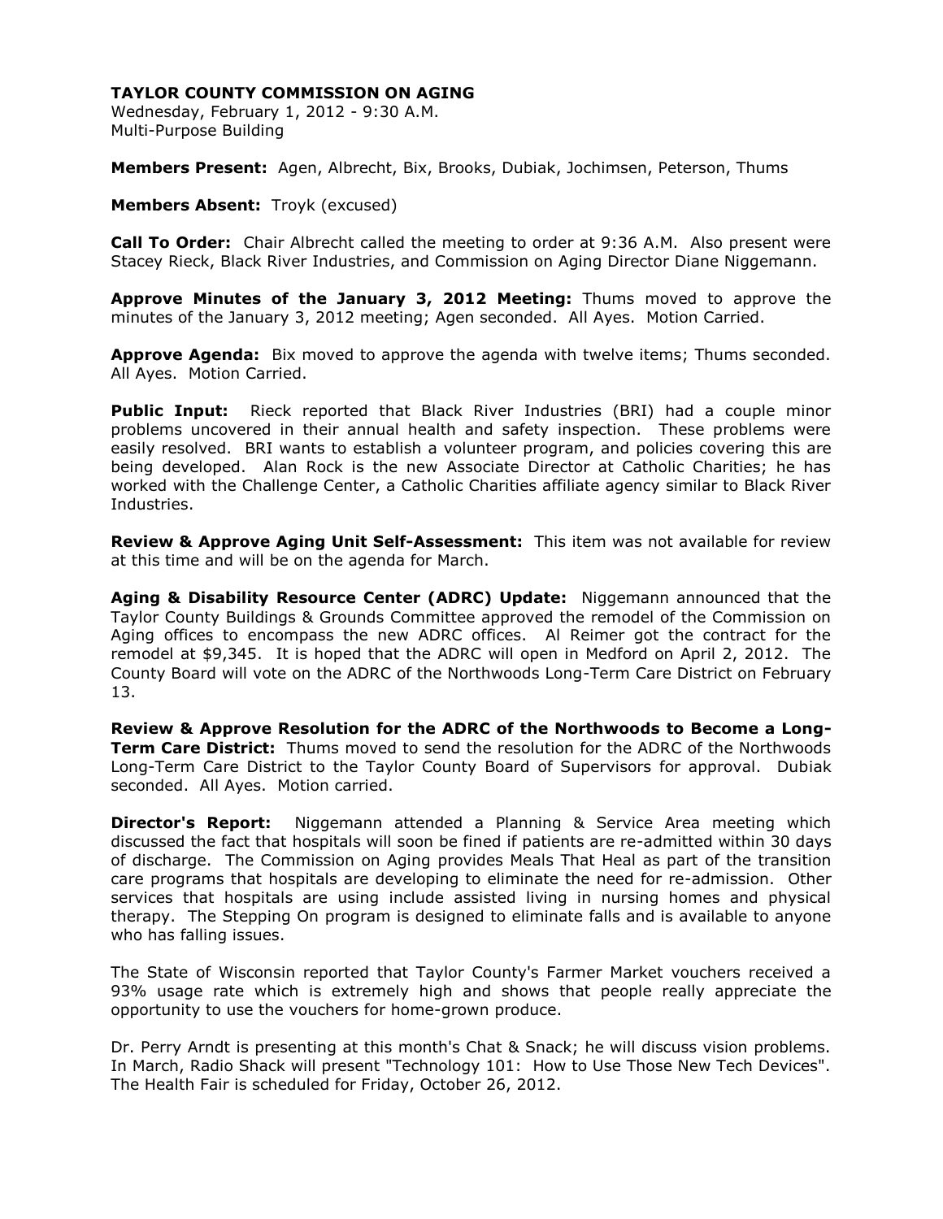**TAYLOR COUNTY COMMISSION ON AGING**

Wednesday, February 1, 2012 - 9:30 A.M.
Multi-Purpose Building

**Members Present:** Agen, Albrecht, Bix, Brooks, Dubiak, Jochimsen, Peterson, Thums

**Members Absent:** Troyk (excused)

**Call To Order:** Chair Albrecht called the meeting to order at 9:36 A.M. Also present were Stacey Rieck, Black River Industries, and Commission on Aging Director Diane Niggemann.

**Approve Minutes of the January 3, 2012 Meeting:** Thums moved to approve the minutes of the January 3, 2012 meeting; Agen seconded. All Ayes. Motion Carried.

**Approve Agenda:** Bix moved to approve the agenda with twelve items; Thums seconded. All Ayes. Motion Carried.

**Public Input:** Rieck reported that Black River Industries (BRI) had a couple minor problems uncovered in their annual health and safety inspection. These problems were easily resolved. BRI wants to establish a volunteer program, and policies covering this are being developed. Alan Rock is the new Associate Director at Catholic Charities; he has worked with the Challenge Center, a Catholic Charities affiliate agency similar to Black River Industries.

**Review & Approve Aging Unit Self-Assessment:** This item was not available for review at this time and will be on the agenda for March.

**Aging & Disability Resource Center (ADRC) Update:** Niggemann announced that the Taylor County Buildings & Grounds Committee approved the remodel of the Commission on Aging offices to encompass the new ADRC offices. Al Reimer got the contract for the remodel at $9,345. It is hoped that the ADRC will open in Medford on April 2, 2012. The County Board will vote on the ADRC of the Northwoods Long-Term Care District on February 13.

**Review & Approve Resolution for the ADRC of the Northwoods to Become a Long-Term Care District:** Thums moved to send the resolution for the ADRC of the Northwoods Long-Term Care District to the Taylor County Board of Supervisors for approval. Dubiak seconded. All Ayes. Motion carried.

**Director's Report:** Niggemann attended a Planning & Service Area meeting which discussed the fact that hospitals will soon be fined if patients are re-admitted within 30 days of discharge. The Commission on Aging provides Meals That Heal as part of the transition care programs that hospitals are developing to eliminate the need for re-admission. Other services that hospitals are using include assisted living in nursing homes and physical therapy. The Stepping On program is designed to eliminate falls and is available to anyone who has falling issues.

The State of Wisconsin reported that Taylor County's Farmer Market vouchers received a 93% usage rate which is extremely high and shows that people really appreciate the opportunity to use the vouchers for home-grown produce.

Dr. Perry Arndt is presenting at this month's Chat & Snack; he will discuss vision problems. In March, Radio Shack will present "Technology 101: How to Use Those New Tech Devices". The Health Fair is scheduled for Friday, October 26, 2012.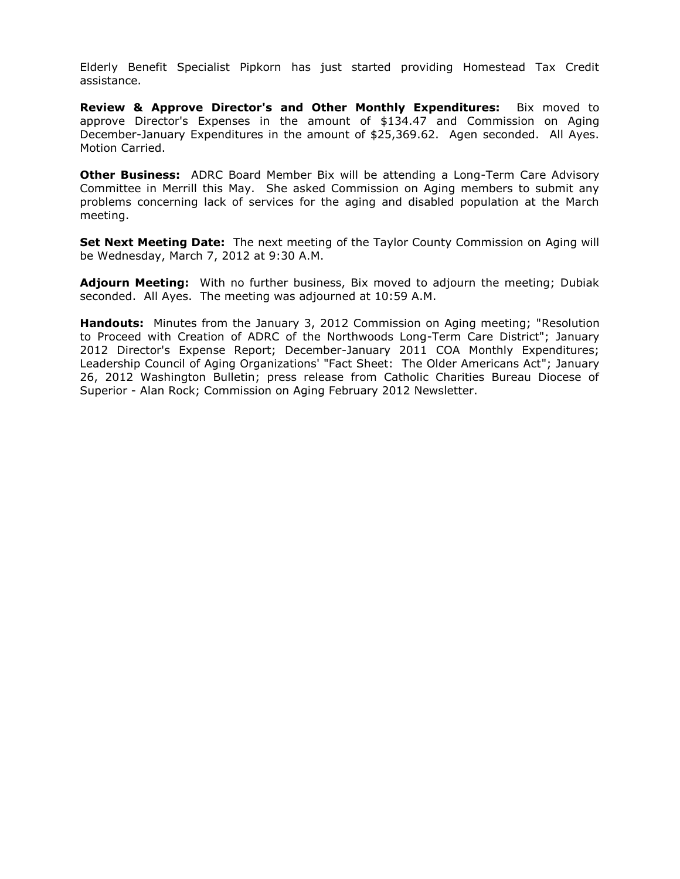Elderly Benefit Specialist Pipkorn has just started providing Homestead Tax Credit assistance.

**Review & Approve Director's and Other Monthly Expenditures:** Bix moved to approve Director's Expenses in the amount of $134.47 and Commission on Aging December-January Expenditures in the amount of $25,369.62. Agen seconded. All Ayes. Motion Carried.

**Other Business:** ADRC Board Member Bix will be attending a Long-Term Care Advisory Committee in Merrill this May. She asked Commission on Aging members to submit any problems concerning lack of services for the aging and disabled population at the March meeting.

**Set Next Meeting Date:** The next meeting of the Taylor County Commission on Aging will be Wednesday, March 7, 2012 at 9:30 A.M.

**Adjourn Meeting:** With no further business, Bix moved to adjourn the meeting; Dubiak seconded. All Ayes. The meeting was adjourned at 10:59 A.M.

**Handouts:** Minutes from the January 3, 2012 Commission on Aging meeting; "Resolution to Proceed with Creation of ADRC of the Northwoods Long-Term Care District"; January 2012 Director's Expense Report; December-January 2011 COA Monthly Expenditures; Leadership Council of Aging Organizations' "Fact Sheet: The Older Americans Act"; January 26, 2012 Washington Bulletin; press release from Catholic Charities Bureau Diocese of Superior - Alan Rock; Commission on Aging February 2012 Newsletter.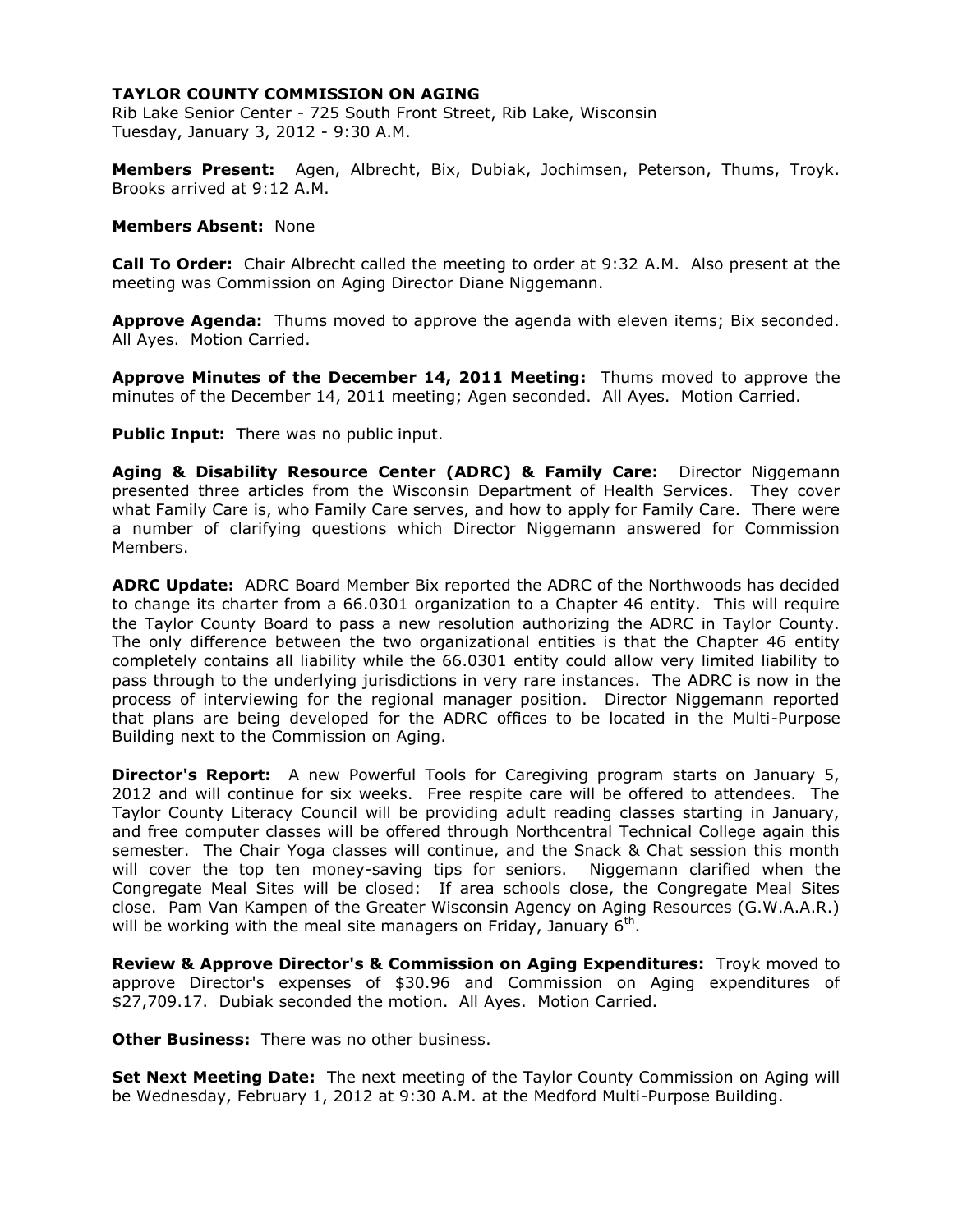**TAYLOR COUNTY COMMISSION ON AGING**

Rib Lake Senior Center - 725 South Front Street, Rib Lake, Wisconsin
Tuesday, January 3, 2012 - 9:30 A.M.

**Members Present:** Agen, Albrecht, Bix, Dubiak, Jochimsen, Peterson, Thums, Troyk. Brooks arrived at 9:12 A.M.

**Members Absent:** None

**Call To Order:** Chair Albrecht called the meeting to order at 9:32 A.M. Also present at the meeting was Commission on Aging Director Diane Niggemann.

**Approve Agenda:** Thums moved to approve the agenda with eleven items; Bix seconded. All Ayes. Motion Carried.

**Approve Minutes of the December 14, 2011 Meeting:** Thums moved to approve the minutes of the December 14, 2011 meeting; Agen seconded. All Ayes. Motion Carried.

**Public Input:** There was no public input.

**Aging & Disability Resource Center (ADRC) & Family Care:** Director Niggemann presented three articles from the Wisconsin Department of Health Services. They cover what Family Care is, who Family Care serves, and how to apply for Family Care. There were a number of clarifying questions which Director Niggemann answered for Commission Members.

**ADRC Update:** ADRC Board Member Bix reported the ADRC of the Northwoods has decided to change its charter from a 66.0301 organization to a Chapter 46 entity. This will require the Taylor County Board to pass a new resolution authorizing the ADRC in Taylor County. The only difference between the two organizational entities is that the Chapter 46 entity completely contains all liability while the 66.0301 entity could allow very limited liability to pass through to the underlying jurisdictions in very rare instances. The ADRC is now in the process of interviewing for the regional manager position. Director Niggemann reported that plans are being developed for the ADRC offices to be located in the Multi-Purpose Building next to the Commission on Aging.

**Director's Report:** A new Powerful Tools for Caregiving program starts on January 5, 2012 and will continue for six weeks. Free respite care will be offered to attendees. The Taylor County Literacy Council will be providing adult reading classes starting in January, and free computer classes will be offered through Northcentral Technical College again this semester. The Chair Yoga classes will continue, and the Snack & Chat session this month will cover the top ten money-saving tips for seniors. Niggemann clarified when the Congregate Meal Sites will be closed: If area schools close, the Congregate Meal Sites close. Pam Van Kampen of the Greater Wisconsin Agency on Aging Resources (G.W.A.A.R.) will be working with the meal site managers on Friday, January 6th.

**Review & Approve Director's & Commission on Aging Expenditures:** Troyk moved to approve Director's expenses of $30.96 and Commission on Aging expenditures of $27,709.17. Dubiak seconded the motion. All Ayes. Motion Carried.

**Other Business:** There was no other business.

**Set Next Meeting Date:** The next meeting of the Taylor County Commission on Aging will be Wednesday, February 1, 2012 at 9:30 A.M. at the Medford Multi-Purpose Building.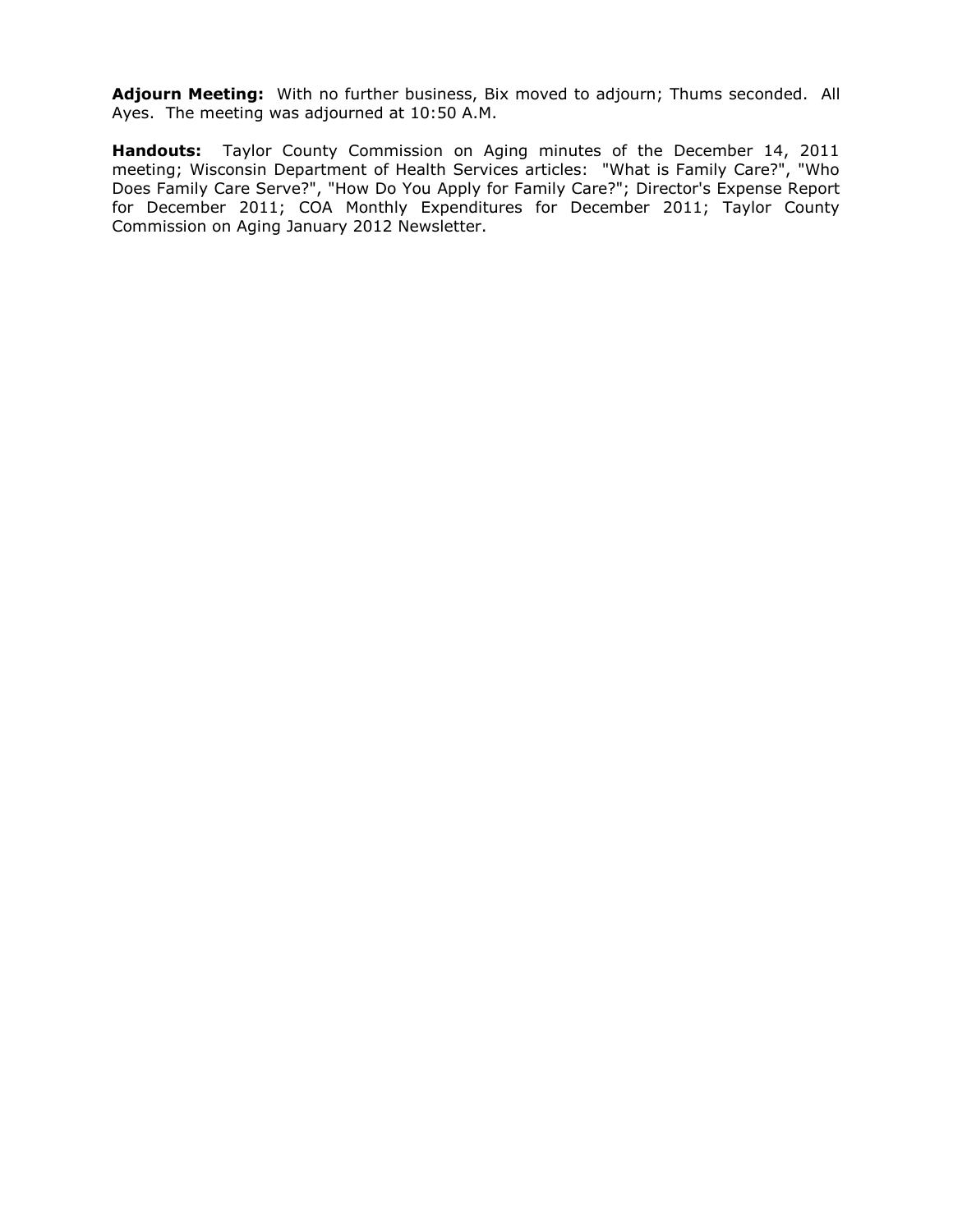**Adjourn Meeting:** With no further business, Bix moved to adjourn; Thums seconded. All Ayes. The meeting was adjourned at 10:50 A.M.

**Handouts:** Taylor County Commission on Aging minutes of the December 14, 2011 meeting; Wisconsin Department of Health Services articles: "What is Family Care?", "Who Does Family Care Serve?", "How Do You Apply for Family Care?"; Director's Expense Report for December 2011; COA Monthly Expenditures for December 2011; Taylor County Commission on Aging January 2012 Newsletter.